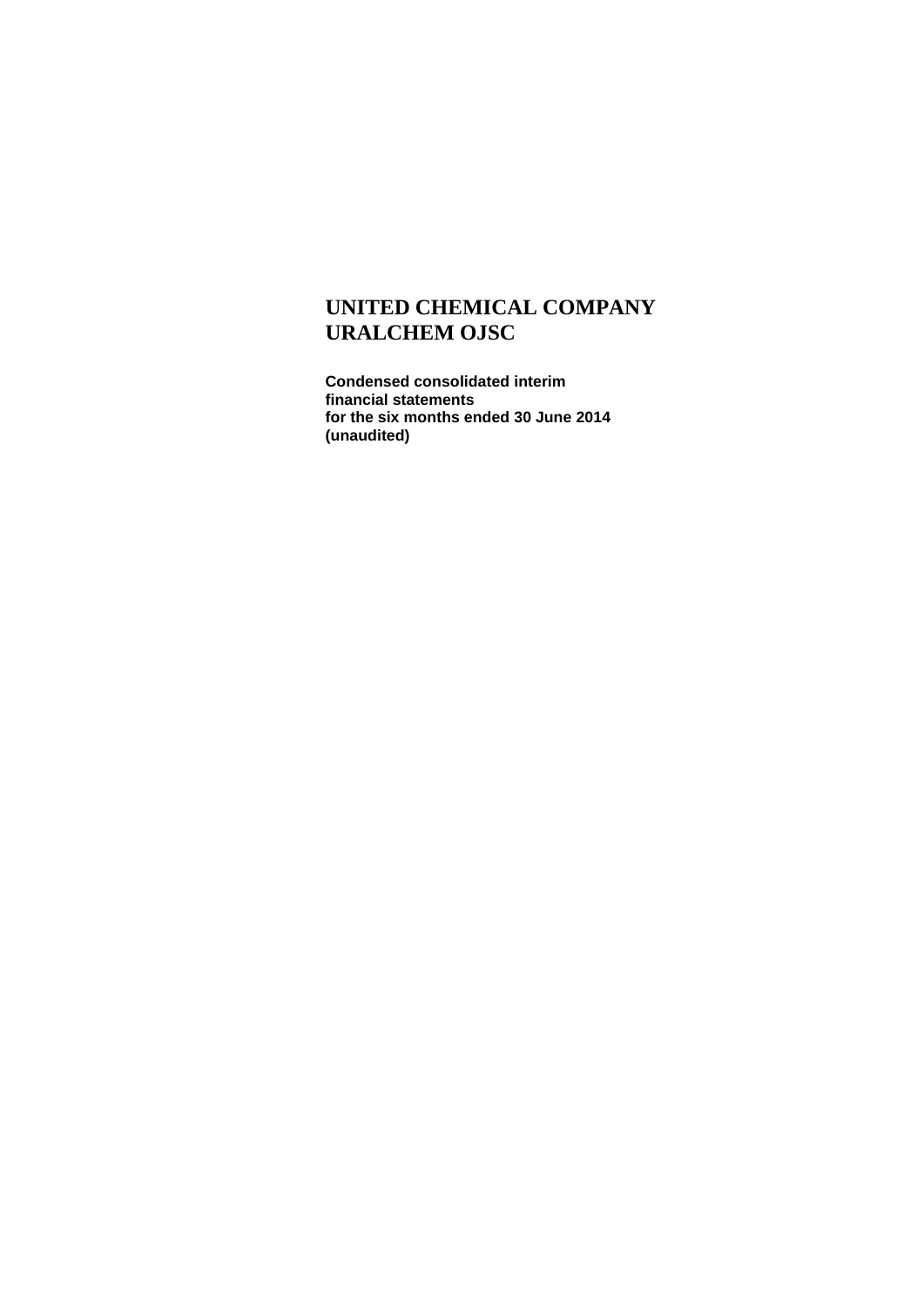# UNITED CHEMICAL COMPANY URALCHEM OJSC

**Condensed consolidated interim financial statements for the six months ended 30 June 2014 (unaudited)**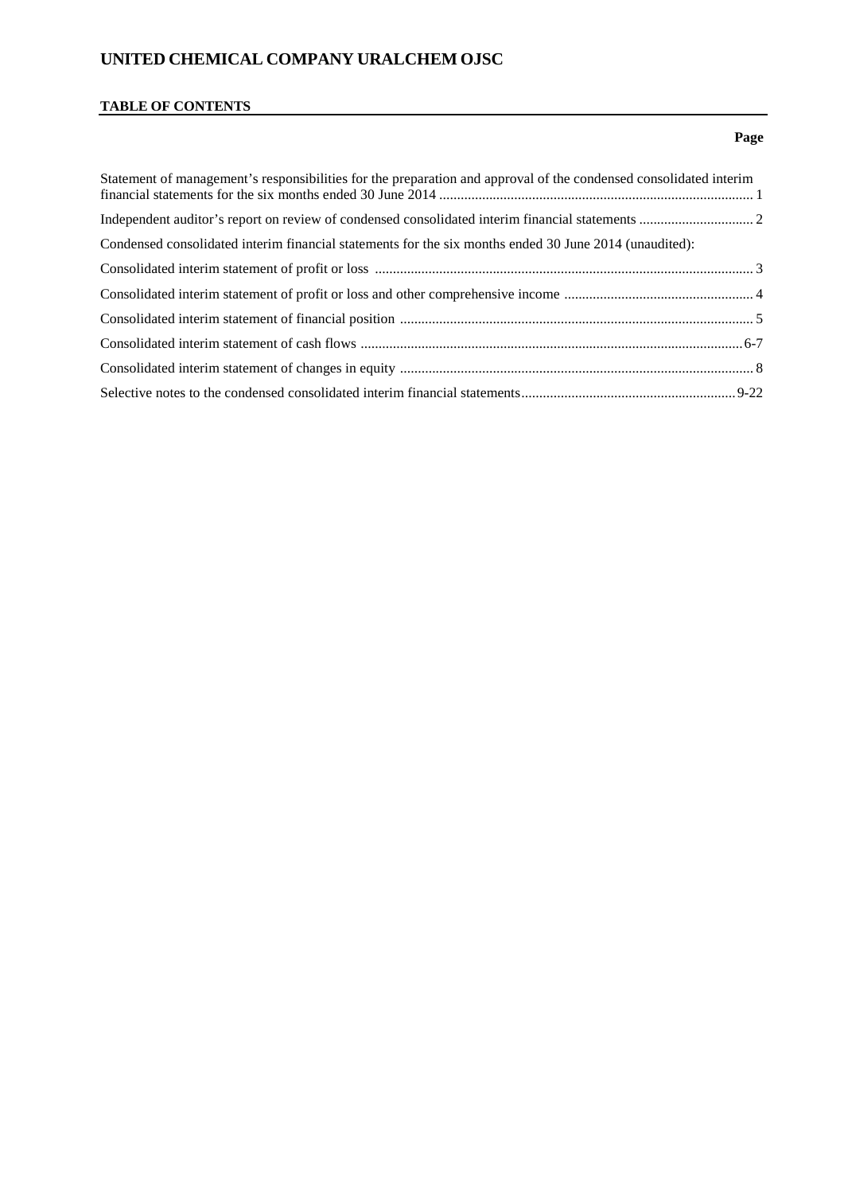# UNITED CHEMICAL COMPANY URALCHEM OJSC

## TABLE OF CONTENTS

| | Page |
|---|---|
| Statement of management's responsibilities for the preparation and approval of the condensed consolidated interim financial statements for the six months ended 30 June 2014 | 1 |
| Independent auditor's report on review of condensed consolidated interim financial statements | 2 |
| Condensed consolidated interim financial statements for the six months ended 30 June 2014 (unaudited): | |
| Consolidated interim statement of profit or loss | 3 |
| Consolidated interim statement of profit or loss and other comprehensive income | 4 |
| Consolidated interim statement of financial position | 5 |
| Consolidated interim statement of cash flows | 6-7 |
| Consolidated interim statement of changes in equity | 8 |
| Selective notes to the condensed consolidated interim financial statements | 9-22 |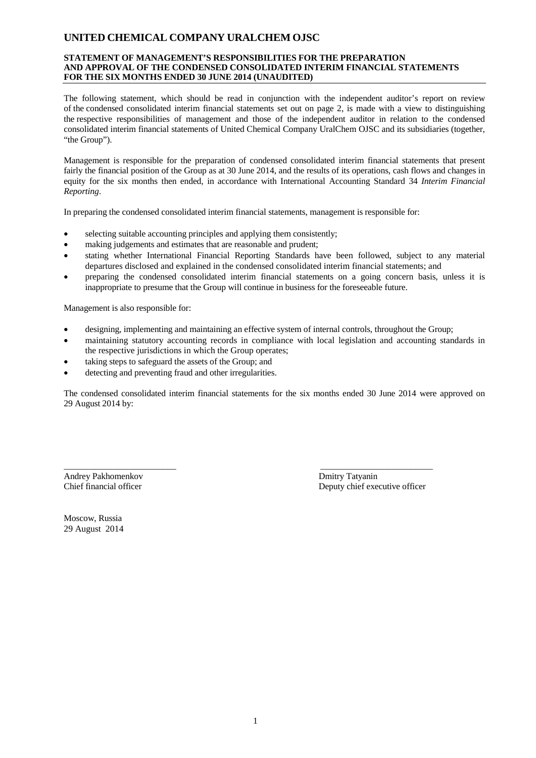# UNITED CHEMICAL COMPANY URALCHEM OJSC

## STATEMENT OF MANAGEMENT'S RESPONSIBILITIES FOR THE PREPARATION AND APPROVAL OF THE CONDENSED CONSOLIDATED INTERIM FINANCIAL STATEMENTS FOR THE SIX MONTHS ENDED 30 JUNE 2014 (UNAUDITED)

The following statement, which should be read in conjunction with the independent auditor's report on review of the condensed consolidated interim financial statements set out on page 2, is made with a view to distinguishing the respective responsibilities of management and those of the independent auditor in relation to the condensed consolidated interim financial statements of United Chemical Company UralChem OJSC and its subsidiaries (together, "the Group").

Management is responsible for the preparation of condensed consolidated interim financial statements that present fairly the financial position of the Group as at 30 June 2014, and the results of its operations, cash flows and changes in equity for the six months then ended, in accordance with International Accounting Standard 34 *Interim Financial Reporting*.

In preparing the condensed consolidated interim financial statements, management is responsible for:

- selecting suitable accounting principles and applying them consistently;
- making judgements and estimates that are reasonable and prudent;
- stating whether International Financial Reporting Standards have been followed, subject to any material departures disclosed and explained in the condensed consolidated interim financial statements; and
- preparing the condensed consolidated interim financial statements on a going concern basis, unless it is inappropriate to presume that the Group will continue in business for the foreseeable future.

Management is also responsible for:

- designing, implementing and maintaining an effective system of internal controls, throughout the Group;
- maintaining statutory accounting records in compliance with local legislation and accounting standards in the respective jurisdictions in which the Group operates;
- taking steps to safeguard the assets of the Group; and
- detecting and preventing fraud and other irregularities.

The condensed consolidated interim financial statements for the six months ended 30 June 2014 were approved on 29 August 2014 by:

| _________________________ | _________________________ |
|---|---|
| Andrey Pakhomenkov | Dmitry Tatyanin |
| Chief financial officer | Deputy chief executive officer |

Moscow, Russia
29 August 2014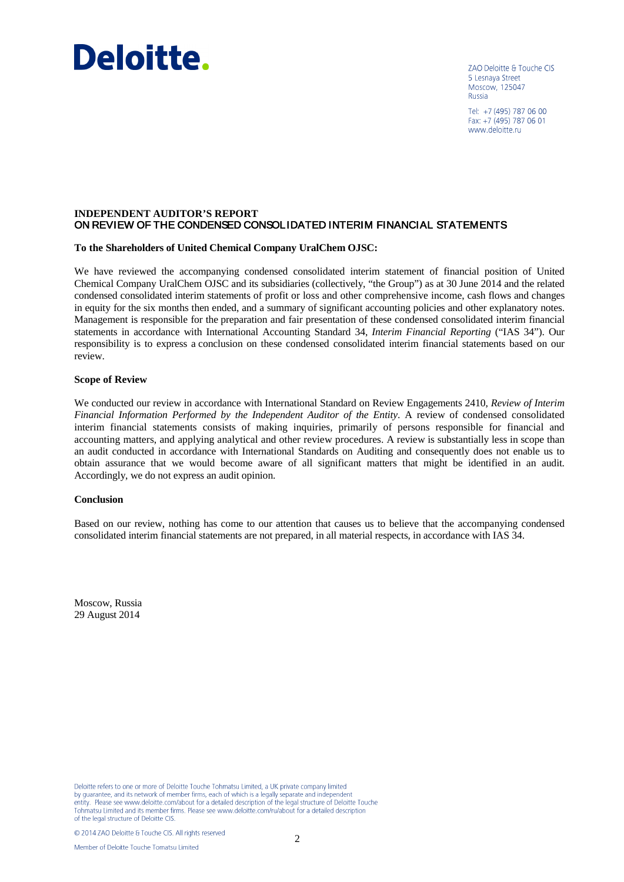# Deloitte.

ZAO Deloitte & Touche CIS
5 Lesnaya Street
Moscow, 125047
Russia

Tel: +7 (495) 787 06 00
Fax: +7 (495) 787 06 01
www.deloitte.ru

## INDEPENDENT AUDITOR'S REPORT
## ON REVIEW OF THE CONDENSED CONSOLIDATED INTERIM FINANCIAL STATEMENTS

**To the Shareholders of United Chemical Company UralChem OJSC:**

We have reviewed the accompanying condensed consolidated interim statement of financial position of United Chemical Company UralChem OJSC and its subsidiaries (collectively, "the Group") as at 30 June 2014 and the related condensed consolidated interim statements of profit or loss and other comprehensive income, cash flows and changes in equity for the six months then ended, and a summary of significant accounting policies and other explanatory notes. Management is responsible for the preparation and fair presentation of these condensed consolidated interim financial statements in accordance with International Accounting Standard 34, *Interim Financial Reporting* ("IAS 34"). Our responsibility is to express a conclusion on these condensed consolidated interim financial statements based on our review.

**Scope of Review**

We conducted our review in accordance with International Standard on Review Engagements 2410, *Review of Interim Financial Information Performed by the Independent Auditor of the Entity*. A review of condensed consolidated interim financial statements consists of making inquiries, primarily of persons responsible for financial and accounting matters, and applying analytical and other review procedures. A review is substantially less in scope than an audit conducted in accordance with International Standards on Auditing and consequently does not enable us to obtain assurance that we would become aware of all significant matters that might be identified in an audit. Accordingly, we do not express an audit opinion.

**Conclusion**

Based on our review, nothing has come to our attention that causes us to believe that the accompanying condensed consolidated interim financial statements are not prepared, in all material respects, in accordance with IAS 34.

Moscow, Russia
29 August 2014

Deloitte refers to one or more of Deloitte Touche Tohmatsu Limited, a UK private company limited by guarantee, and its network of member firms, each of which is a legally separate and independent entity. Please see www.deloitte.com/about for a detailed description of the legal structure of Deloitte Touche Tohmatsu Limited and its member firms. Please see www.deloitte.com/ru/about for a detailed description of the legal structure of Deloitte CIS.

© 2014 ZAO Deloitte & Touche CIS. All rights reserved

Member of Deloitte Touche Tomatsu Limited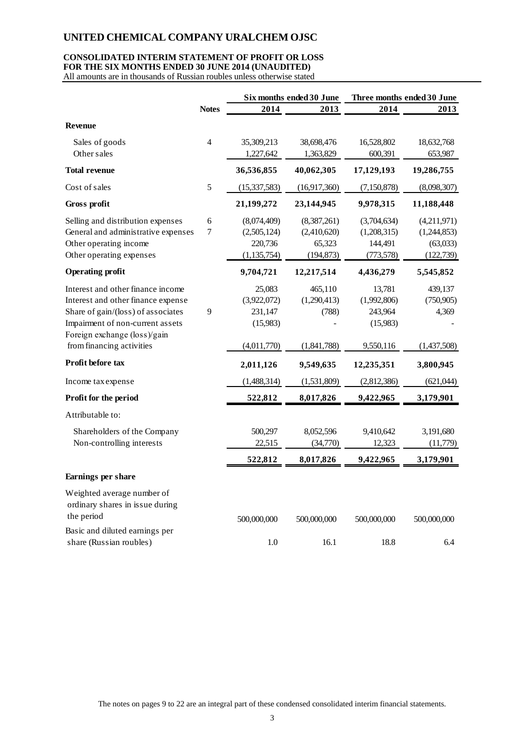# UNITED CHEMICAL COMPANY URALCHEM OJSC

**CONSOLIDATED INTERIM STATEMENT OF PROFIT OR LOSS**
**FOR THE SIX MONTHS ENDED 30 JUNE 2014 (UNAUDITED)**
All amounts are in thousands of Russian roubles unless otherwise stated

| | Notes | Six months ended 30 June | | Three months ended 30 June | |
|---|---|---|---|---|---|
| | | **2014** | **2013** | **2014** | **2013** |
| **Revenue** | | | | | |
| Sales of goods | 4 | 35,309,213 | 38,698,476 | 16,528,802 | 18,632,768 |
| Other sales | | 1,227,642 | 1,363,829 | 600,391 | 653,987 |
| **Total revenue** | | **36,536,855** | **40,062,305** | **17,129,193** | **19,286,755** |
| Cost of sales | 5 | (15,337,583) | (16,917,360) | (7,150,878) | (8,098,307) |
| **Gross profit** | | **21,199,272** | **23,144,945** | **9,978,315** | **11,188,448** |
| Selling and distribution expenses | 6 | (8,074,409) | (8,387,261) | (3,704,634) | (4,211,971) |
| General and administrative expenses | 7 | (2,505,124) | (2,410,620) | (1,208,315) | (1,244,853) |
| Other operating income | | 220,736 | 65,323 | 144,491 | (63,033) |
| Other operating expenses | | (1,135,754) | (194,873) | (773,578) | (122,739) |
| **Operating profit** | | **9,704,721** | **12,217,514** | **4,436,279** | **5,545,852** |
| Interest and other finance income | | 25,083 | 465,110 | 13,781 | 439,137 |
| Interest and other finance expense | | (3,922,072) | (1,290,413) | (1,992,806) | (750,905) |
| Share of gain/(loss) of associates | 9 | 231,147 | (788) | 243,964 | 4,369 |
| Impairment of non-current assets | | (15,983) | - | (15,983) | - |
| Foreign exchange (loss)/gain from financing activities | | (4,011,770) | (1,841,788) | 9,550,116 | (1,437,508) |
| **Profit before tax** | | **2,011,126** | **9,549,635** | **12,235,351** | **3,800,945** |
| Income tax expense | | (1,488,314) | (1,531,809) | (2,812,386) | (621,044) |
| **Profit for the period** | | **522,812** | **8,017,826** | **9,422,965** | **3,179,901** |
| Attributable to: | | | | | |
| Shareholders of the Company | | 500,297 | 8,052,596 | 9,410,642 | 3,191,680 |
| Non-controlling interests | | 22,515 | (34,770) | 12,323 | (11,779) |
| | | **522,812** | **8,017,826** | **9,422,965** | **3,179,901** |
| **Earnings per share** | | | | | |
| Weighted average number of ordinary shares in issue during the period | | 500,000,000 | 500,000,000 | 500,000,000 | 500,000,000 |
| Basic and diluted earnings per share (Russian roubles) | | 1.0 | 16.1 | 18.8 | 6.4 |

The notes on pages 9 to 22 are an integral part of these condensed consolidated interim financial statements.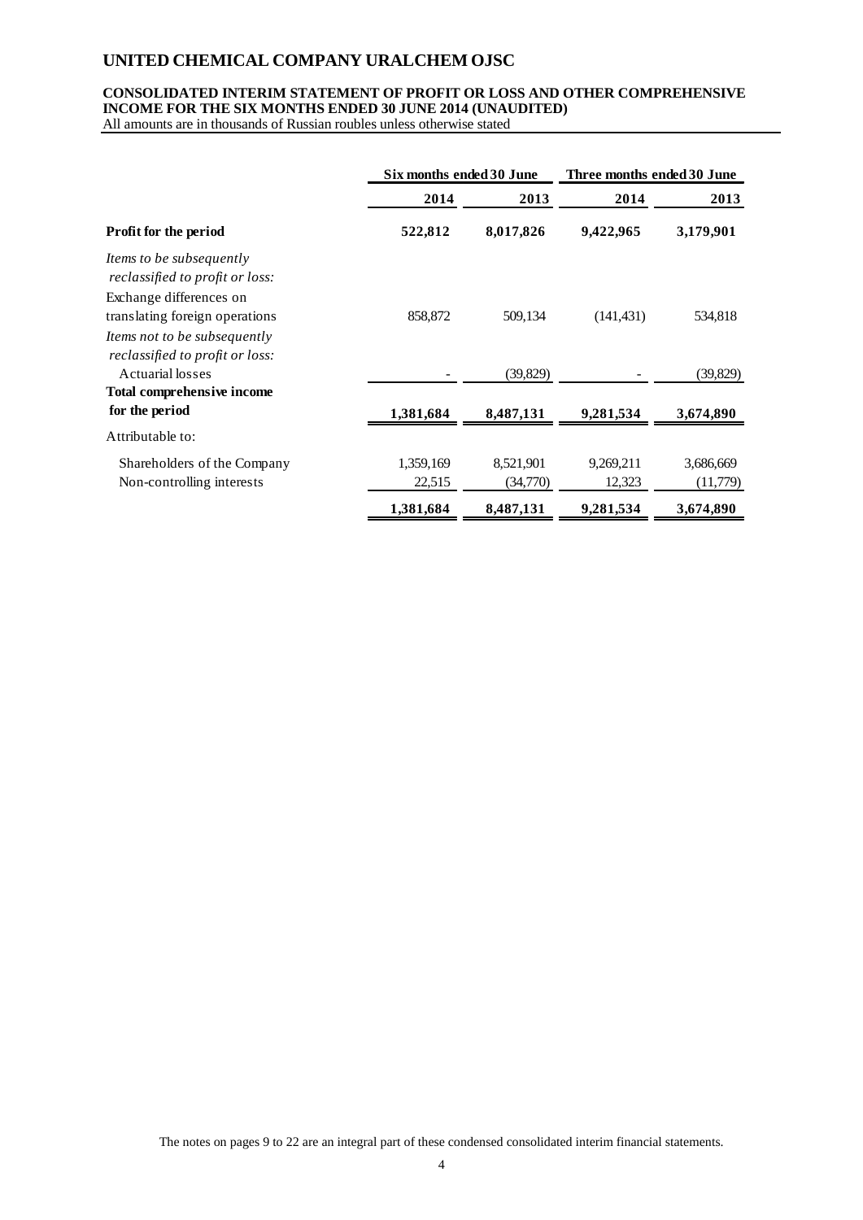# UNITED CHEMICAL COMPANY URALCHEM OJSC

## CONSOLIDATED INTERIM STATEMENT OF PROFIT OR LOSS AND OTHER COMPREHENSIVE INCOME FOR THE SIX MONTHS ENDED 30 JUNE 2014 (UNAUDITED)

All amounts are in thousands of Russian roubles unless otherwise stated

| | Six months ended 30 June | | Three months ended 30 June | |
|---|---|---|---|---|
| | **2014** | **2013** | **2014** | **2013** |
| **Profit for the period** | **522,812** | **8,017,826** | **9,422,965** | **3,179,901** |
| *Items to be subsequently reclassified to profit or loss:* | | | | |
| Exchange differences on translating foreign operations | 858,872 | 509,134 | (141,431) | 534,818 |
| *Items not to be subsequently reclassified to profit or loss:* | | | | |
| Actuarial losses | - | (39,829) | - | (39,829) |
| **Total comprehensive income for the period** | **1,381,684** | **8,487,131** | **9,281,534** | **3,674,890** |
| Attributable to: | | | | |
| Shareholders of the Company | 1,359,169 | 8,521,901 | 9,269,211 | 3,686,669 |
| Non-controlling interests | 22,515 | (34,770) | 12,323 | (11,779) |
| | **1,381,684** | **8,487,131** | **9,281,534** | **3,674,890** |

The notes on pages 9 to 22 are an integral part of these condensed consolidated interim financial statements.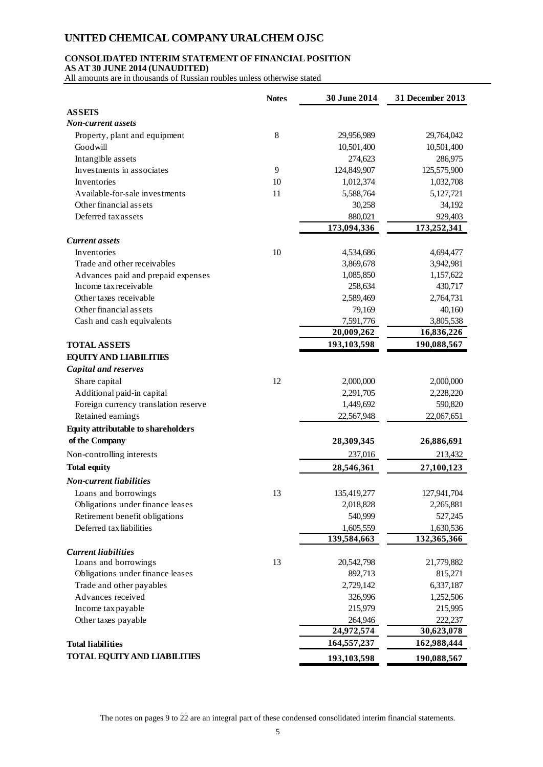# UNITED CHEMICAL COMPANY URALCHEM OJSC

## CONSOLIDATED INTERIM STATEMENT OF FINANCIAL POSITION
**AS AT 30 JUNE 2014 (UNAUDITED)**

All amounts are in thousands of Russian roubles unless otherwise stated

| | Notes | 30 June 2014 | 31 December 2013 |
|---|---|---|---|
| **ASSETS** | | | |
| ***Non-current assets*** | | | |
| Property, plant and equipment | 8 | 29,956,989 | 29,764,042 |
| Goodwill | | 10,501,400 | 10,501,400 |
| Intangible assets | | 274,623 | 286,975 |
| Investments in associates | 9 | 124,849,907 | 125,575,900 |
| Inventories | 10 | 1,012,374 | 1,032,708 |
| Available-for-sale investments | 11 | 5,588,764 | 5,127,721 |
| Other financial assets | | 30,258 | 34,192 |
| Deferred tax assets | | 880,021 | 929,403 |
| | | **173,094,336** | **173,252,341** |
| ***Current assets*** | | | |
| Inventories | 10 | 4,534,686 | 4,694,477 |
| Trade and other receivables | | 3,869,678 | 3,942,981 |
| Advances paid and prepaid expenses | | 1,085,850 | 1,157,622 |
| Income tax receivable | | 258,634 | 430,717 |
| Other taxes receivable | | 2,589,469 | 2,764,731 |
| Other financial assets | | 79,169 | 40,160 |
| Cash and cash equivalents | | 7,591,776 | 3,805,538 |
| | | **20,009,262** | **16,836,226** |
| **TOTAL ASSETS** | | **193,103,598** | **190,088,567** |
| **EQUITY AND LIABILITIES** | | | |
| ***Capital and reserves*** | | | |
| Share capital | 12 | 2,000,000 | 2,000,000 |
| Additional paid-in capital | | 2,291,705 | 2,228,220 |
| Foreign currency translation reserve | | 1,449,692 | 590,820 |
| Retained earnings | | 22,567,948 | 22,067,651 |
| **Equity attributable to shareholders of the Company** | | **28,309,345** | **26,886,691** |
| Non-controlling interests | | 237,016 | 213,432 |
| **Total equity** | | **28,546,361** | **27,100,123** |
| ***Non-current liabilities*** | | | |
| Loans and borrowings | 13 | 135,419,277 | 127,941,704 |
| Obligations under finance leases | | 2,018,828 | 2,265,881 |
| Retirement benefit obligations | | 540,999 | 527,245 |
| Deferred tax liabilities | | 1,605,559 | 1,630,536 |
| | | **139,584,663** | **132,365,366** |
| ***Current liabilities*** | | | |
| Loans and borrowings | 13 | 20,542,798 | 21,779,882 |
| Obligations under finance leases | | 892,713 | 815,271 |
| Trade and other payables | | 2,729,142 | 6,337,187 |
| Advances received | | 326,996 | 1,252,506 |
| Income tax payable | | 215,979 | 215,995 |
| Other taxes payable | | 264,946 | 222,237 |
| | | **24,972,574** | **30,623,078** |
| **Total liabilities** | | **164,557,237** | **162,988,444** |
| **TOTAL EQUITY AND LIABILITIES** | | **193,103,598** | **190,088,567** |

The notes on pages 9 to 22 are an integral part of these condensed consolidated interim financial statements.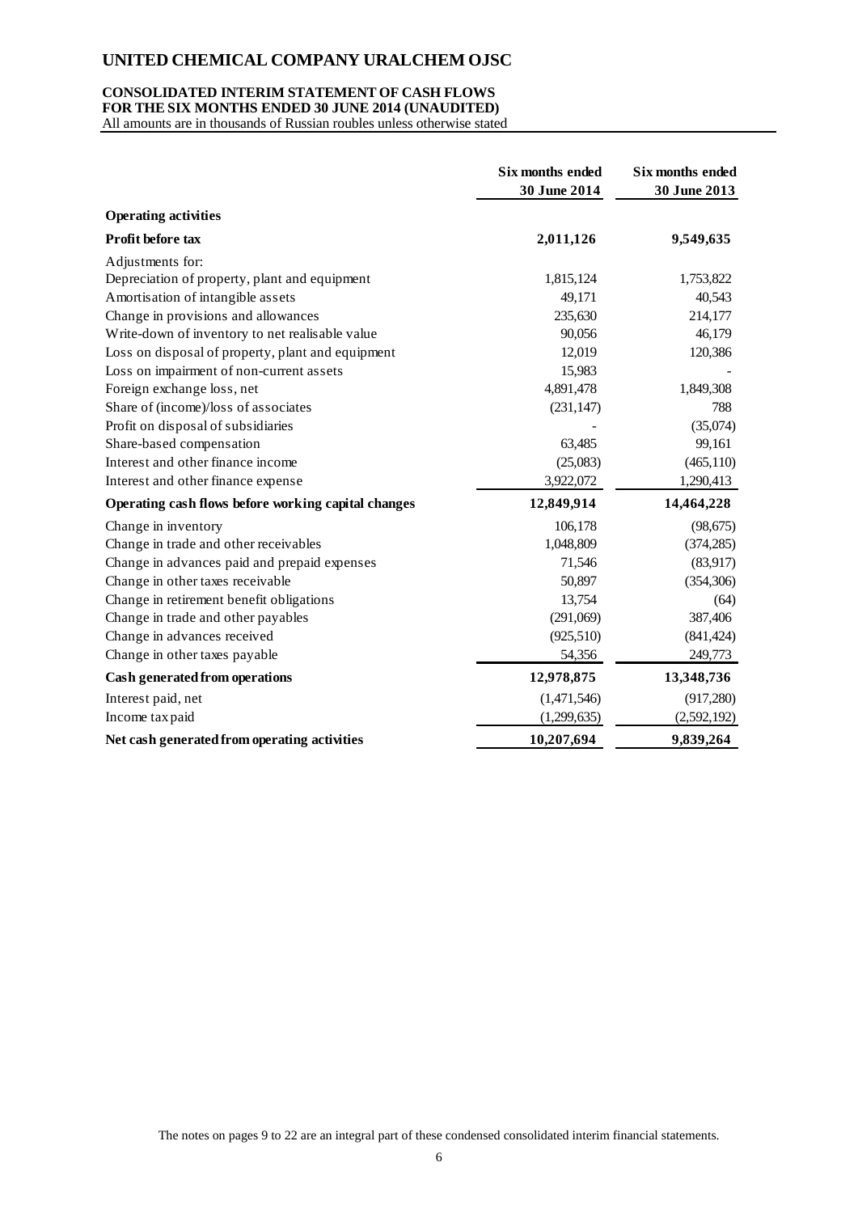# UNITED CHEMICAL COMPANY URALCHEM OJSC

**CONSOLIDATED INTERIM STATEMENT OF CASH FLOWS**
**FOR THE SIX MONTHS ENDED 30 JUNE 2014 (UNAUDITED)**
All amounts are in thousands of Russian roubles unless otherwise stated

| | Six months ended 30 June 2014 | Six months ended 30 June 2013 |
|---|---|---|
| **Operating activities** | | |
| **Profit before tax** | **2,011,126** | **9,549,635** |
| Adjustments for: | | |
| Depreciation of property, plant and equipment | 1,815,124 | 1,753,822 |
| Amortisation of intangible assets | 49,171 | 40,543 |
| Change in provisions and allowances | 235,630 | 214,177 |
| Write-down of inventory to net realisable value | 90,056 | 46,179 |
| Loss on disposal of property, plant and equipment | 12,019 | 120,386 |
| Loss on impairment of non-current assets | 15,983 | - |
| Foreign exchange loss, net | 4,891,478 | 1,849,308 |
| Share of (income)/loss of associates | (231,147) | 788 |
| Profit on disposal of subsidiaries | - | (35,074) |
| Share-based compensation | 63,485 | 99,161 |
| Interest and other finance income | (25,083) | (465,110) |
| Interest and other finance expense | 3,922,072 | 1,290,413 |
| **Operating cash flows before working capital changes** | **12,849,914** | **14,464,228** |
| Change in inventory | 106,178 | (98,675) |
| Change in trade and other receivables | 1,048,809 | (374,285) |
| Change in advances paid and prepaid expenses | 71,546 | (83,917) |
| Change in other taxes receivable | 50,897 | (354,306) |
| Change in retirement benefit obligations | 13,754 | (64) |
| Change in trade and other payables | (291,069) | 387,406 |
| Change in advances received | (925,510) | (841,424) |
| Change in other taxes payable | 54,356 | 249,773 |
| **Cash generated from operations** | **12,978,875** | **13,348,736** |
| Interest paid, net | (1,471,546) | (917,280) |
| Income tax paid | (1,299,635) | (2,592,192) |
| **Net cash generated from operating activities** | **10,207,694** | **9,839,264** |

The notes on pages 9 to 22 are an integral part of these condensed consolidated interim financial statements.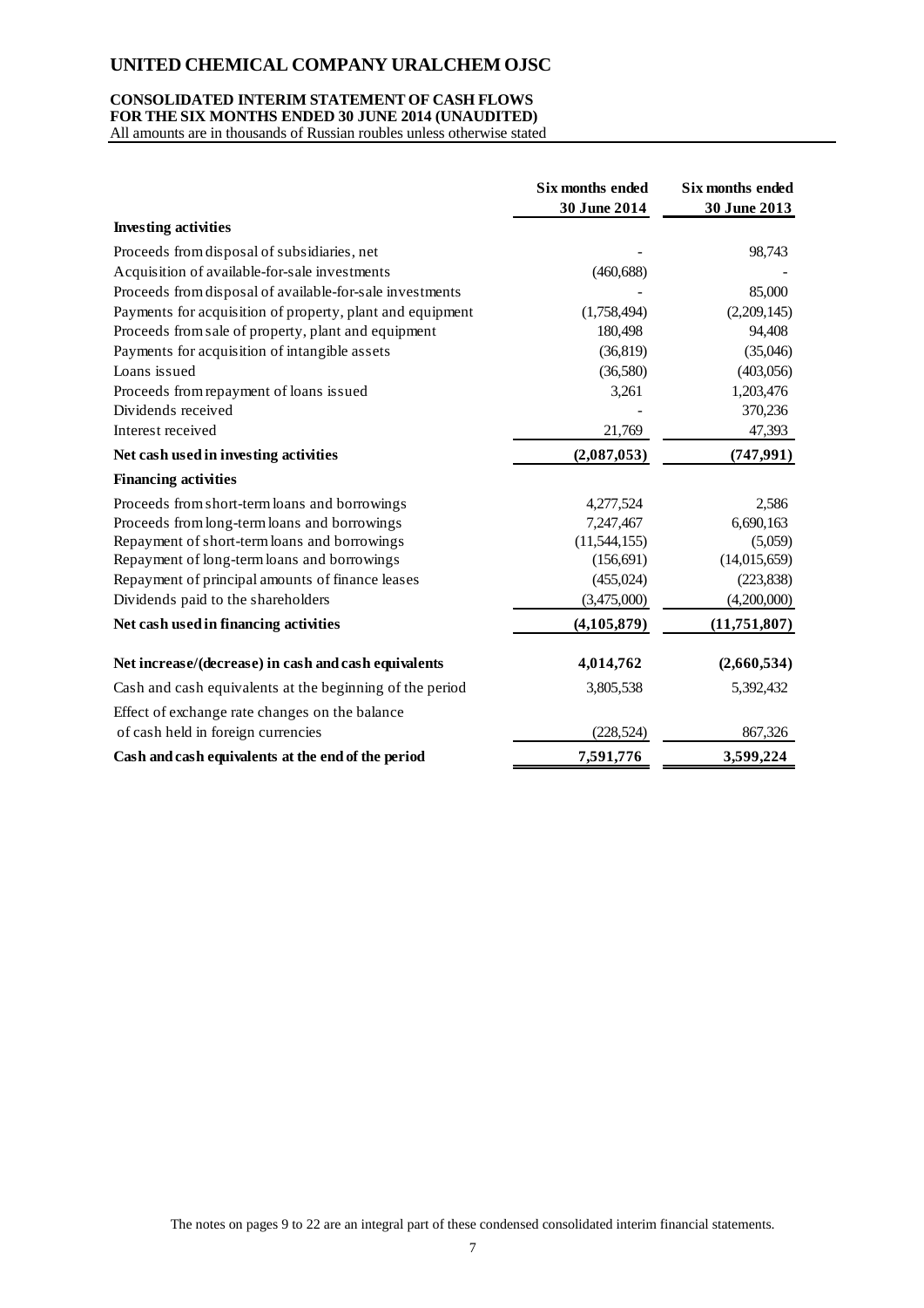# UNITED CHEMICAL COMPANY URALCHEM OJSC

## CONSOLIDATED INTERIM STATEMENT OF CASH FLOWS
## FOR THE SIX MONTHS ENDED 30 JUNE 2014 (UNAUDITED)

All amounts are in thousands of Russian roubles unless otherwise stated

| | Six months ended 30 June 2014 | Six months ended 30 June 2013 |
|---|---|---|
| **Investing activities** | | |
| Proceeds from disposal of subsidiaries, net | - | 98,743 |
| Acquisition of available-for-sale investments | (460,688) | - |
| Proceeds from disposal of available-for-sale investments | - | 85,000 |
| Payments for acquisition of property, plant and equipment | (1,758,494) | (2,209,145) |
| Proceeds from sale of property, plant and equipment | 180,498 | 94,408 |
| Payments for acquisition of intangible assets | (36,819) | (35,046) |
| Loans issued | (36,580) | (403,056) |
| Proceeds from repayment of loans issued | 3,261 | 1,203,476 |
| Dividends received | - | 370,236 |
| Interest received | 21,769 | 47,393 |
| **Net cash used in investing activities** | **(2,087,053)** | **(747,991)** |
| **Financing activities** | | |
| Proceeds from short-term loans and borrowings | 4,277,524 | 2,586 |
| Proceeds from long-term loans and borrowings | 7,247,467 | 6,690,163 |
| Repayment of short-term loans and borrowings | (11,544,155) | (5,059) |
| Repayment of long-term loans and borrowings | (156,691) | (14,015,659) |
| Repayment of principal amounts of finance leases | (455,024) | (223,838) |
| Dividends paid to the shareholders | (3,475,000) | (4,200,000) |
| **Net cash used in financing activities** | **(4,105,879)** | **(11,751,807)** |
| **Net increase/(decrease) in cash and cash equivalents** | **4,014,762** | **(2,660,534)** |
| Cash and cash equivalents at the beginning of the period | 3,805,538 | 5,392,432 |
| Effect of exchange rate changes on the balance of cash held in foreign currencies | (228,524) | 867,326 |
| **Cash and cash equivalents at the end of the period** | **7,591,776** | **3,599,224** |

The notes on pages 9 to 22 are an integral part of these condensed consolidated interim financial statements.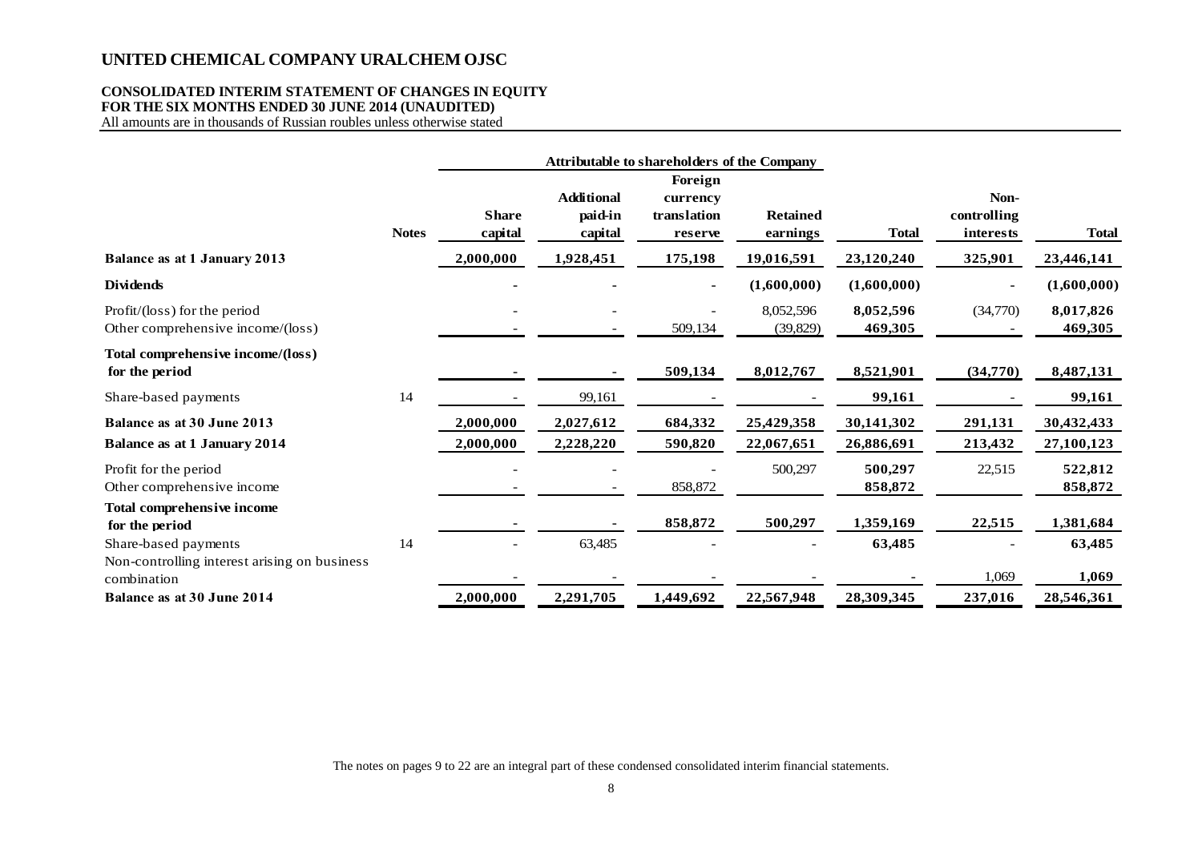# UNITED CHEMICAL COMPANY URALCHEM OJSC

## CONSOLIDATED INTERIM STATEMENT OF CHANGES IN EQUITY
## FOR THE SIX MONTHS ENDED 30 JUNE 2014 (UNAUDITED)

All amounts are in thousands of Russian roubles unless otherwise stated

| | | Attributable to shareholders of the Company | | | | | | |
|---|---|---|---|---|---|---|---|---|
| | **Notes** | **Share capital** | **Additional paid-in capital** | **Foreign currency translation reserve** | **Retained earnings** | **Total** | **Non-controlling interests** | **Total** |
| **Balance as at 1 January 2013** | | **2,000,000** | **1,928,451** | **175,198** | **19,016,591** | **23,120,240** | **325,901** | **23,446,141** |
| **Dividends** | | **-** | **-** | **-** | **(1,600,000)** | **(1,600,000)** | **-** | **(1,600,000)** |
| Profit/(loss) for the period | | - | - | - | 8,052,596 | **8,052,596** | (34,770) | **8,017,826** |
| Other comprehensive income/(loss) | | - | - | 509,134 | (39,829) | **469,305** | - | **469,305** |
| **Total comprehensive income/(loss) for the period** | | **-** | **-** | **509,134** | **8,012,767** | **8,521,901** | **(34,770)** | **8,487,131** |
| Share-based payments | 14 | - | 99,161 | - | - | **99,161** | - | **99,161** |
| **Balance as at 30 June 2013** | | **2,000,000** | **2,027,612** | **684,332** | **25,429,358** | **30,141,302** | **291,131** | **30,432,433** |
| **Balance as at 1 January 2014** | | **2,000,000** | **2,228,220** | **590,820** | **22,067,651** | **26,886,691** | **213,432** | **27,100,123** |
| Profit for the period | | - | - | - | 500,297 | **500,297** | 22,515 | **522,812** |
| Other comprehensive income | | - | - | 858,872 | | **858,872** | | **858,872** |
| **Total comprehensive income for the period** | | **-** | **-** | **858,872** | **500,297** | **1,359,169** | **22,515** | **1,381,684** |
| Share-based payments | 14 | - | 63,485 | - | - | **63,485** | - | **63,485** |
| Non-controlling interest arising on business combination | | - | - | - | - | **-** | 1,069 | **1,069** |
| **Balance as at 30 June 2014** | | **2,000,000** | **2,291,705** | **1,449,692** | **22,567,948** | **28,309,345** | **237,016** | **28,546,361** |

The notes on pages 9 to 22 are an integral part of these condensed consolidated interim financial statements.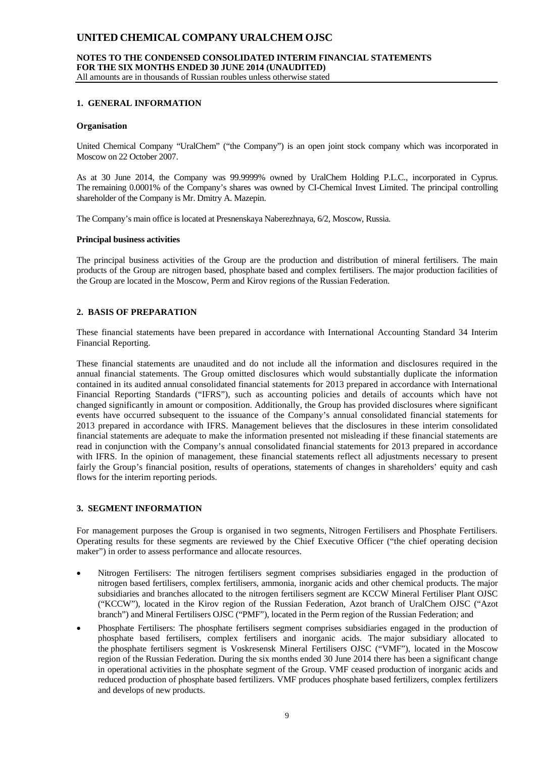## 1. GENERAL INFORMATION

### Organisation

United Chemical Company "UralChem" ("the Company") is an open joint stock company which was incorporated in Moscow on 22 October 2007.

As at 30 June 2014, the Company was 99.9999% owned by UralChem Holding P.L.C., incorporated in Cyprus. The remaining 0.0001% of the Company's shares was owned by CI-Chemical Invest Limited. The principal controlling shareholder of the Company is Mr. Dmitry A. Mazepin.

The Company's main office is located at Presnenskaya Naberezhnaya, 6/2, Moscow, Russia.

### Principal business activities

The principal business activities of the Group are the production and distribution of mineral fertilisers. The main products of the Group are nitrogen based, phosphate based and complex fertilisers. The major production facilities of the Group are located in the Moscow, Perm and Kirov regions of the Russian Federation.

## 2. BASIS OF PREPARATION

These financial statements have been prepared in accordance with International Accounting Standard 34 Interim Financial Reporting.

These financial statements are unaudited and do not include all the information and disclosures required in the annual financial statements. The Group omitted disclosures which would substantially duplicate the information contained in its audited annual consolidated financial statements for 2013 prepared in accordance with International Financial Reporting Standards ("IFRS"), such as accounting policies and details of accounts which have not changed significantly in amount or composition. Additionally, the Group has provided disclosures where significant events have occurred subsequent to the issuance of the Company's annual consolidated financial statements for 2013 prepared in accordance with IFRS. Management believes that the disclosures in these interim consolidated financial statements are adequate to make the information presented not misleading if these financial statements are read in conjunction with the Company's annual consolidated financial statements for 2013 prepared in accordance with IFRS. In the opinion of management, these financial statements reflect all adjustments necessary to present fairly the Group's financial position, results of operations, statements of changes in shareholders' equity and cash flows for the interim reporting periods.

## 3. SEGMENT INFORMATION

For management purposes the Group is organised in two segments, Nitrogen Fertilisers and Phosphate Fertilisers. Operating results for these segments are reviewed by the Chief Executive Officer ("the chief operating decision maker") in order to assess performance and allocate resources.

- Nitrogen Fertilisers: The nitrogen fertilisers segment comprises subsidiaries engaged in the production of nitrogen based fertilisers, complex fertilisers, ammonia, inorganic acids and other chemical products. The major subsidiaries and branches allocated to the nitrogen fertilisers segment are KCCW Mineral Fertiliser Plant OJSC ("KCCW"), located in the Kirov region of the Russian Federation, Azot branch of UralChem OJSC ("Azot branch") and Mineral Fertilisers OJSC ("PMF"), located in the Perm region of the Russian Federation; and
- Phosphate Fertilisers: The phosphate fertilisers segment comprises subsidiaries engaged in the production of phosphate based fertilisers, complex fertilisers and inorganic acids. The major subsidiary allocated to the phosphate fertilisers segment is Voskresensk Mineral Fertilisers OJSC ("VMF"), located in the Moscow region of the Russian Federation. During the six months ended 30 June 2014 there has been a significant change in operational activities in the phosphate segment of the Group. VMF ceased production of inorganic acids and reduced production of phosphate based fertilizers. VMF produces phosphate based fertilizers, complex fertilizers and develops of new products.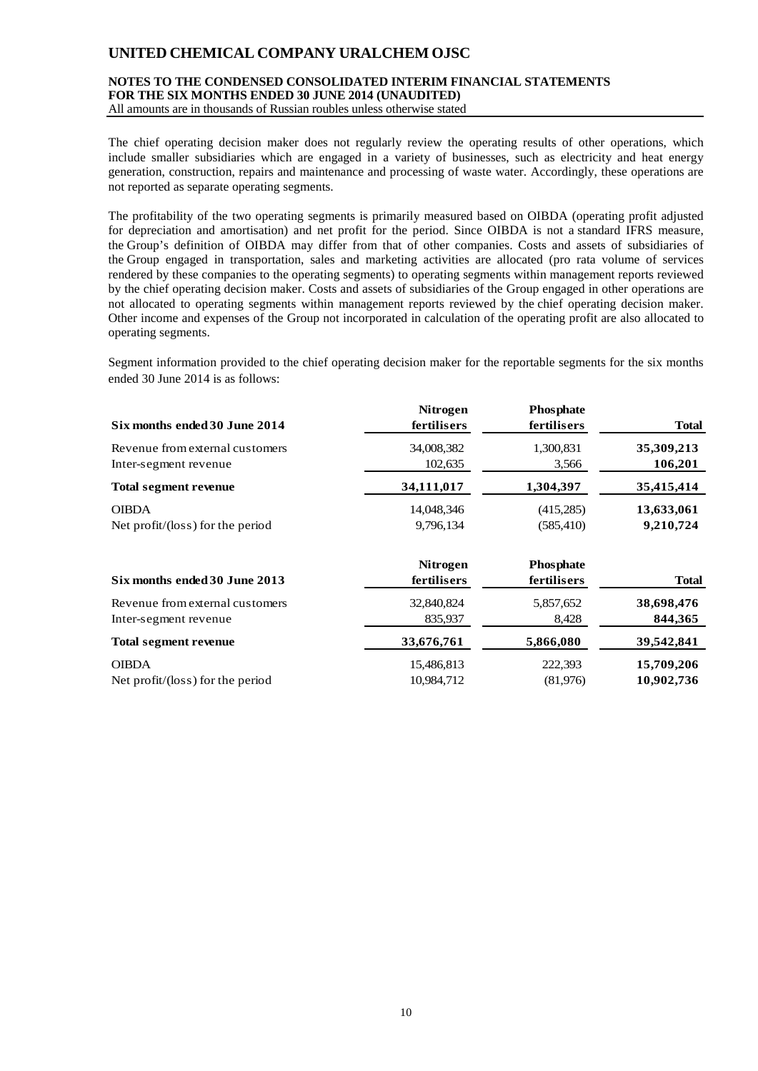The chief operating decision maker does not regularly review the operating results of other operations, which include smaller subsidiaries which are engaged in a variety of businesses, such as electricity and heat energy generation, construction, repairs and maintenance and processing of waste water. Accordingly, these operations are not reported as separate operating segments.

The profitability of the two operating segments is primarily measured based on OIBDA (operating profit adjusted for depreciation and amortisation) and net profit for the period. Since OIBDA is not a standard IFRS measure, the Group's definition of OIBDA may differ from that of other companies. Costs and assets of subsidiaries of the Group engaged in transportation, sales and marketing activities are allocated (pro rata volume of services rendered by these companies to the operating segments) to operating segments within management reports reviewed by the chief operating decision maker. Costs and assets of subsidiaries of the Group engaged in other operations are not allocated to operating segments within management reports reviewed by the chief operating decision maker. Other income and expenses of the Group not incorporated in calculation of the operating profit are also allocated to operating segments.

Segment information provided to the chief operating decision maker for the reportable segments for the six months ended 30 June 2014 is as follows:

| Six months ended 30 June 2014 | Nitrogen fertilisers | Phosphate fertilisers | Total |
|---|---|---|---|
| Revenue from external customers | 34,008,382 | 1,300,831 | **35,309,213** |
| Inter-segment revenue | 102,635 | 3,566 | **106,201** |
| **Total segment revenue** | **34,111,017** | **1,304,397** | **35,415,414** |
| OIBDA | 14,048,346 | (415,285) | **13,633,061** |
| Net profit/(loss) for the period | 9,796,134 | (585,410) | **9,210,724** |

| Six months ended 30 June 2013 | Nitrogen fertilisers | Phosphate fertilisers | Total |
|---|---|---|---|
| Revenue from external customers | 32,840,824 | 5,857,652 | **38,698,476** |
| Inter-segment revenue | 835,937 | 8,428 | **844,365** |
| **Total segment revenue** | **33,676,761** | **5,866,080** | **39,542,841** |
| OIBDA | 15,486,813 | 222,393 | **15,709,206** |
| Net profit/(loss) for the period | 10,984,712 | (81,976) | **10,902,736** |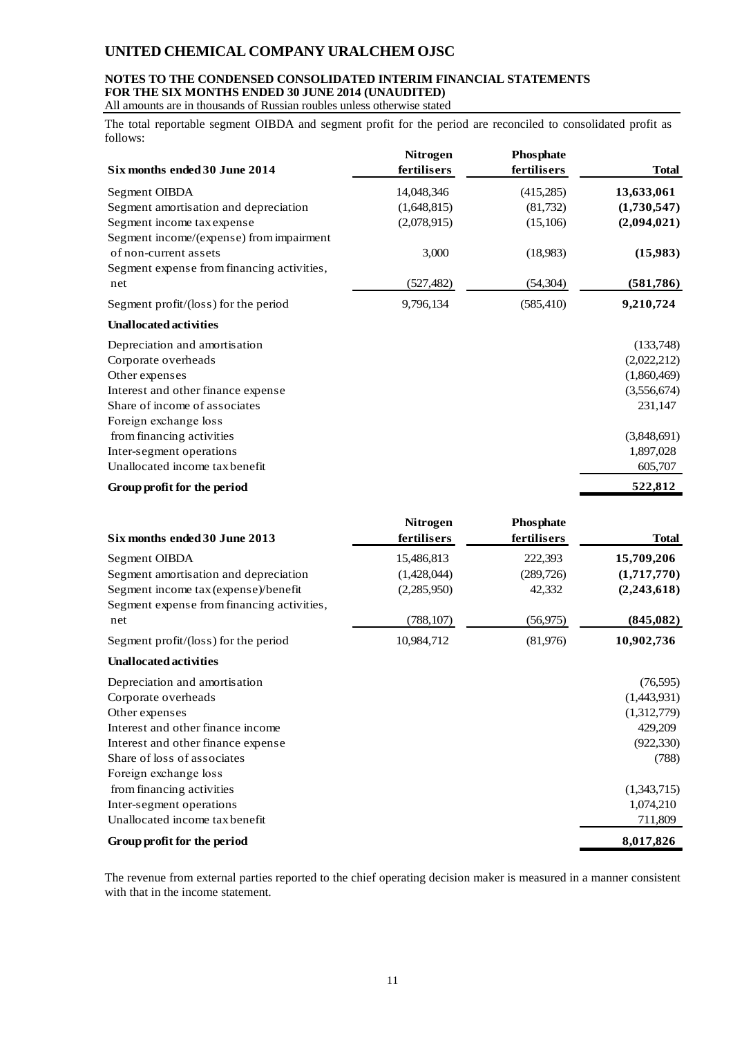# UNITED CHEMICAL COMPANY URALCHEM OJSC

**NOTES TO THE CONDENSED CONSOLIDATED INTERIM FINANCIAL STATEMENTS FOR THE SIX MONTHS ENDED 30 JUNE 2014 (UNAUDITED)**

All amounts are in thousands of Russian roubles unless otherwise stated

The total reportable segment OIBDA and segment profit for the period are reconciled to consolidated profit as follows:

| Six months ended 30 June 2014 | Nitrogen fertilisers | Phosphate fertilisers | Total |
|---|---|---|---|
| Segment OIBDA | 14,048,346 | (415,285) | **13,633,061** |
| Segment amortisation and depreciation | (1,648,815) | (81,732) | **(1,730,547)** |
| Segment income tax expense | (2,078,915) | (15,106) | **(2,094,021)** |
| Segment income/(expense) from impairment of non-current assets | 3,000 | (18,983) | **(15,983)** |
| Segment expense from financing activities, net | (527,482) | (54,304) | **(581,786)** |
| Segment profit/(loss) for the period | 9,796,134 | (585,410) | **9,210,724** |
| **Unallocated activities** | | | |
| Depreciation and amortisation | | | (133,748) |
| Corporate overheads | | | (2,022,212) |
| Other expenses | | | (1,860,469) |
| Interest and other finance expense | | | (3,556,674) |
| Share of income of associates | | | 231,147 |
| Foreign exchange loss from financing activities | | | (3,848,691) |
| Inter-segment operations | | | 1,897,028 |
| Unallocated income tax benefit | | | 605,707 |
| **Group profit for the period** | | | **522,812** |

| Six months ended 30 June 2013 | Nitrogen fertilisers | Phosphate fertilisers | Total |
|---|---|---|---|
| Segment OIBDA | 15,486,813 | 222,393 | **15,709,206** |
| Segment amortisation and depreciation | (1,428,044) | (289,726) | **(1,717,770)** |
| Segment income tax (expense)/benefit | (2,285,950) | 42,332 | **(2,243,618)** |
| Segment expense from financing activities, net | (788,107) | (56,975) | **(845,082)** |
| Segment profit/(loss) for the period | 10,984,712 | (81,976) | **10,902,736** |
| **Unallocated activities** | | | |
| Depreciation and amortisation | | | (76,595) |
| Corporate overheads | | | (1,443,931) |
| Other expenses | | | (1,312,779) |
| Interest and other finance income | | | 429,209 |
| Interest and other finance expense | | | (922,330) |
| Share of loss of associates | | | (788) |
| Foreign exchange loss from financing activities | | | (1,343,715) |
| Inter-segment operations | | | 1,074,210 |
| Unallocated income tax benefit | | | 711,809 |
| **Group profit for the period** | | | **8,017,826** |

The revenue from external parties reported to the chief operating decision maker is measured in a manner consistent with that in the income statement.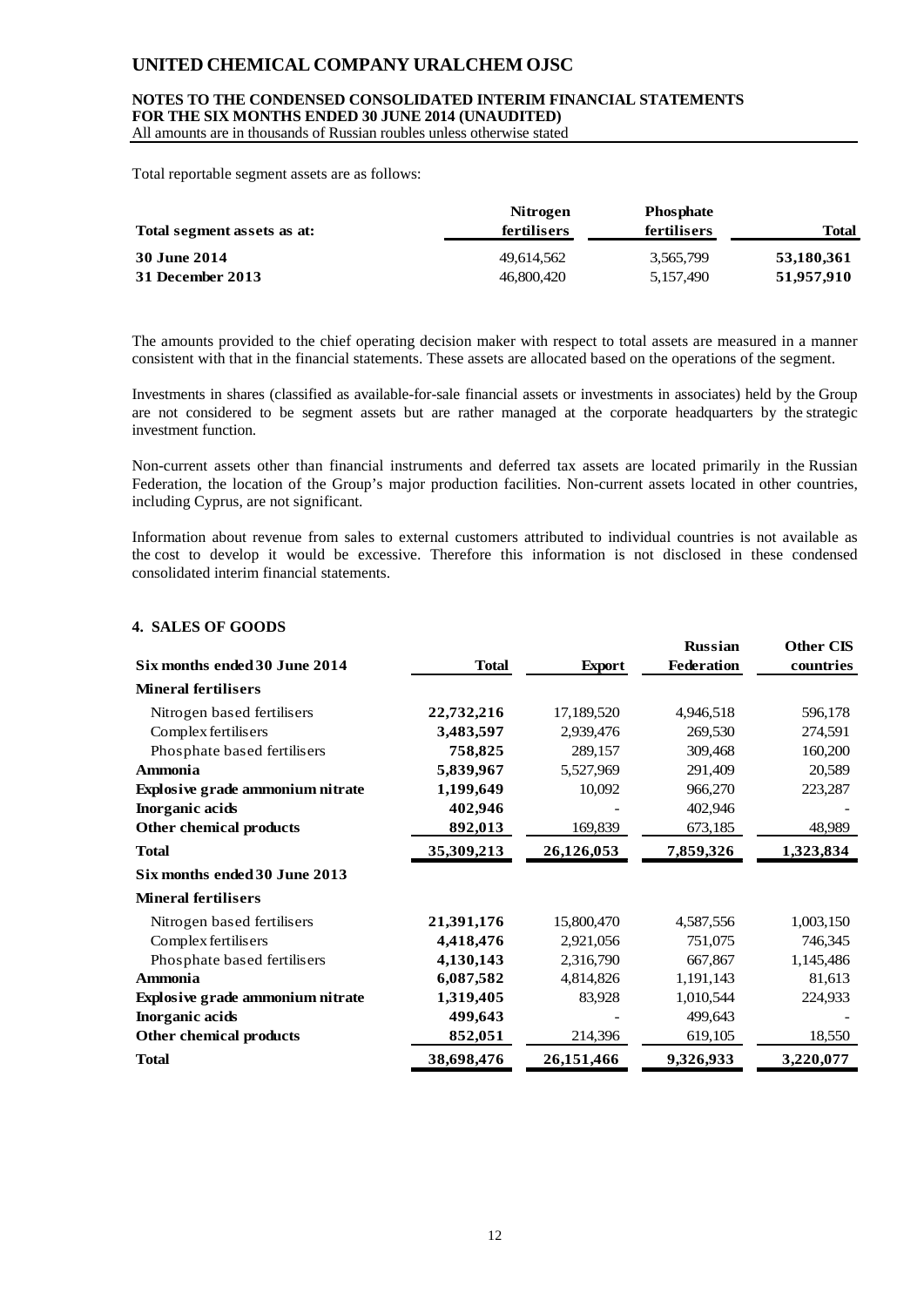Total reportable segment assets are as follows:

| Total segment assets as at: | Nitrogen fertilisers | Phosphate fertilisers | Total |
|---|---|---|---|
| **30 June 2014** | 49,614,562 | 3,565,799 | **53,180,361** |
| **31 December 2013** | 46,800,420 | 5,157,490 | **51,957,910** |

The amounts provided to the chief operating decision maker with respect to total assets are measured in a manner consistent with that in the financial statements. These assets are allocated based on the operations of the segment.

Investments in shares (classified as available-for-sale financial assets or investments in associates) held by the Group are not considered to be segment assets but are rather managed at the corporate headquarters by the strategic investment function.

Non-current assets other than financial instruments and deferred tax assets are located primarily in the Russian Federation, the location of the Group's major production facilities. Non-current assets located in other countries, including Cyprus, are not significant.

Information about revenue from sales to external customers attributed to individual countries is not available as the cost to develop it would be excessive. Therefore this information is not disclosed in these condensed consolidated interim financial statements.

## 4. SALES OF GOODS

| Six months ended 30 June 2014 | Total | Export | Russian Federation | Other CIS countries |
|---|---|---|---|---|
| **Mineral fertilisers** | | | | |
| Nitrogen based fertilisers | **22,732,216** | 17,189,520 | 4,946,518 | 596,178 |
| Complex fertilisers | **3,483,597** | 2,939,476 | 269,530 | 274,591 |
| Phosphate based fertilisers | **758,825** | 289,157 | 309,468 | 160,200 |
| **Ammonia** | **5,839,967** | 5,527,969 | 291,409 | 20,589 |
| **Explosive grade ammonium nitrate** | **1,199,649** | 10,092 | 966,270 | 223,287 |
| **Inorganic acids** | **402,946** | - | 402,946 | - |
| **Other chemical products** | **892,013** | 169,839 | 673,185 | 48,989 |
| **Total** | **35,309,213** | **26,126,053** | **7,859,326** | **1,323,834** |
| **Six months ended 30 June 2013** | | | | |
| **Mineral fertilisers** | | | | |
| Nitrogen based fertilisers | **21,391,176** | 15,800,470 | 4,587,556 | 1,003,150 |
| Complex fertilisers | **4,418,476** | 2,921,056 | 751,075 | 746,345 |
| Phosphate based fertilisers | **4,130,143** | 2,316,790 | 667,867 | 1,145,486 |
| **Ammonia** | **6,087,582** | 4,814,826 | 1,191,143 | 81,613 |
| **Explosive grade ammonium nitrate** | **1,319,405** | 83,928 | 1,010,544 | 224,933 |
| **Inorganic acids** | **499,643** | - | 499,643 | - |
| **Other chemical products** | **852,051** | 214,396 | 619,105 | 18,550 |
| **Total** | **38,698,476** | **26,151,466** | **9,326,933** | **3,220,077** |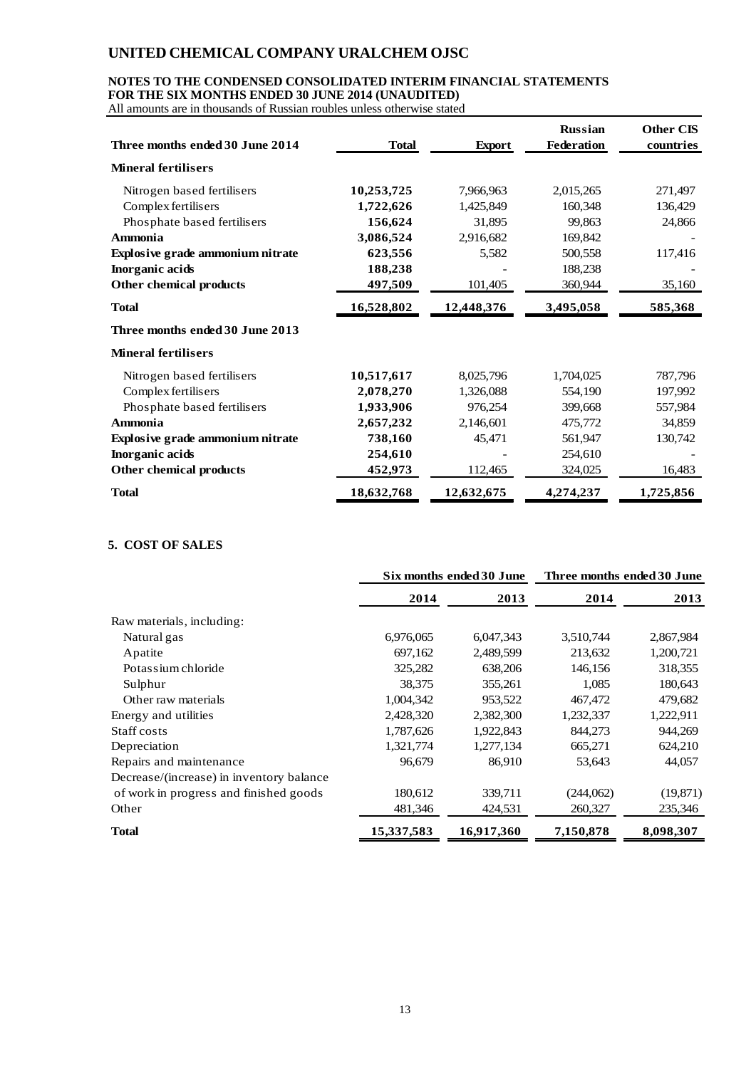# UNITED CHEMICAL COMPANY URALCHEM OJSC

**NOTES TO THE CONDENSED CONSOLIDATED INTERIM FINANCIAL STATEMENTS**
**FOR THE SIX MONTHS ENDED 30 JUNE 2014 (UNAUDITED)**
All amounts are in thousands of Russian roubles unless otherwise stated

| Three months ended 30 June 2014 | Total | Export | Russian Federation | Other CIS countries |
|---|---|---|---|---|
| **Mineral fertilisers** | | | | |
| Nitrogen based fertilisers | **10,253,725** | 7,966,963 | 2,015,265 | 271,497 |
| Complex fertilisers | **1,722,626** | 1,425,849 | 160,348 | 136,429 |
| Phosphate based fertilisers | **156,624** | 31,895 | 99,863 | 24,866 |
| **Ammonia** | **3,086,524** | 2,916,682 | 169,842 | - |
| **Explosive grade ammonium nitrate** | **623,556** | 5,582 | 500,558 | 117,416 |
| **Inorganic acids** | **188,238** | - | 188,238 | - |
| **Other chemical products** | **497,509** | 101,405 | 360,944 | 35,160 |
| **Total** | **16,528,802** | **12,448,376** | **3,495,058** | **585,368** |
| **Three months ended 30 June 2013** | | | | |
| **Mineral fertilisers** | | | | |
| Nitrogen based fertilisers | **10,517,617** | 8,025,796 | 1,704,025 | 787,796 |
| Complex fertilisers | **2,078,270** | 1,326,088 | 554,190 | 197,992 |
| Phosphate based fertilisers | **1,933,906** | 976,254 | 399,668 | 557,984 |
| **Ammonia** | **2,657,232** | 2,146,601 | 475,772 | 34,859 |
| **Explosive grade ammonium nitrate** | **738,160** | 45,471 | 561,947 | 130,742 |
| **Inorganic acids** | **254,610** | - | 254,610 | - |
| **Other chemical products** | **452,973** | 112,465 | 324,025 | 16,483 |
| **Total** | **18,632,768** | **12,632,675** | **4,274,237** | **1,725,856** |

## 5. COST OF SALES

| | Six months ended 30 June | | Three months ended 30 June | |
|---|---|---|---|---|
| | **2014** | **2013** | **2014** | **2013** |
| Raw materials, including: | | | | |
| Natural gas | 6,976,065 | 6,047,343 | 3,510,744 | 2,867,984 |
| Apatite | 697,162 | 2,489,599 | 213,632 | 1,200,721 |
| Potassium chloride | 325,282 | 638,206 | 146,156 | 318,355 |
| Sulphur | 38,375 | 355,261 | 1,085 | 180,643 |
| Other raw materials | 1,004,342 | 953,522 | 467,472 | 479,682 |
| Energy and utilities | 2,428,320 | 2,382,300 | 1,232,337 | 1,222,911 |
| Staff costs | 1,787,626 | 1,922,843 | 844,273 | 944,269 |
| Depreciation | 1,321,774 | 1,277,134 | 665,271 | 624,210 |
| Repairs and maintenance | 96,679 | 86,910 | 53,643 | 44,057 |
| Decrease/(increase) in inventory balance of work in progress and finished goods | 180,612 | 339,711 | (244,062) | (19,871) |
| Other | 481,346 | 424,531 | 260,327 | 235,346 |
| **Total** | **15,337,583** | **16,917,360** | **7,150,878** | **8,098,307** |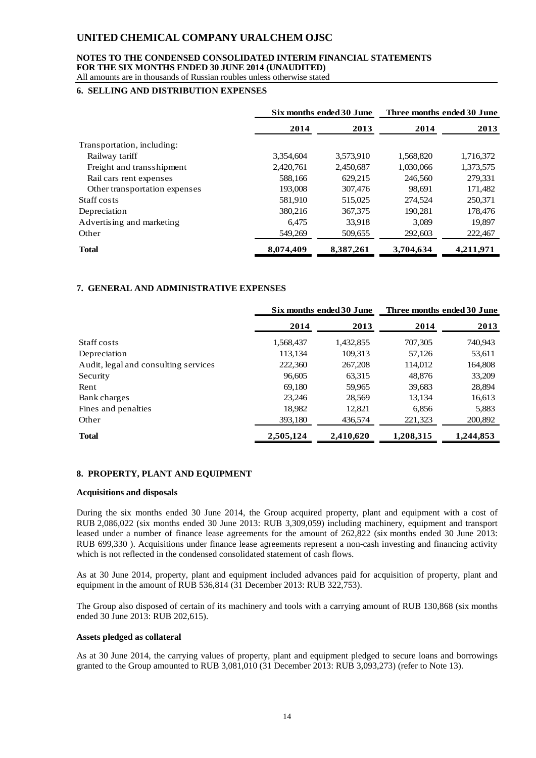## 6. SELLING AND DISTRIBUTION EXPENSES

| | Six months ended 30 June | | Three months ended 30 June | |
|---|---|---|---|---|
| | **2014** | **2013** | **2014** | **2013** |
| Transportation, including: | | | | |
| Railway tariff | 3,354,604 | 3,573,910 | 1,568,820 | 1,716,372 |
| Freight and transshipment | 2,420,761 | 2,450,687 | 1,030,066 | 1,373,575 |
| Rail cars rent expenses | 588,166 | 629,215 | 246,560 | 279,331 |
| Other transportation expenses | 193,008 | 307,476 | 98,691 | 171,482 |
| Staff costs | 581,910 | 515,025 | 274,524 | 250,371 |
| Depreciation | 380,216 | 367,375 | 190,281 | 178,476 |
| Advertising and marketing | 6,475 | 33,918 | 3,089 | 19,897 |
| Other | 549,269 | 509,655 | 292,603 | 222,467 |
| **Total** | **8,074,409** | **8,387,261** | **3,704,634** | **4,211,971** |

## 7. GENERAL AND ADMINISTRATIVE EXPENSES

| | Six months ended 30 June | | Three months ended 30 June | |
|---|---|---|---|---|
| | **2014** | **2013** | **2014** | **2013** |
| Staff costs | 1,568,437 | 1,432,855 | 707,305 | 740,943 |
| Depreciation | 113,134 | 109,313 | 57,126 | 53,611 |
| Audit, legal and consulting services | 222,360 | 267,208 | 114,012 | 164,808 |
| Security | 96,605 | 63,315 | 48,876 | 33,209 |
| Rent | 69,180 | 59,965 | 39,683 | 28,894 |
| Bank charges | 23,246 | 28,569 | 13,134 | 16,613 |
| Fines and penalties | 18,982 | 12,821 | 6,856 | 5,883 |
| Other | 393,180 | 436,574 | 221,323 | 200,892 |
| **Total** | **2,505,124** | **2,410,620** | **1,208,315** | **1,244,853** |

## 8. PROPERTY, PLANT AND EQUIPMENT

### Acquisitions and disposals

During the six months ended 30 June 2014, the Group acquired property, plant and equipment with a cost of RUB 2,086,022 (six months ended 30 June 2013: RUB 3,309,059) including machinery, equipment and transport leased under a number of finance lease agreements for the amount of 262,822 (six months ended 30 June 2013: RUB 699,330 ). Acquisitions under finance lease agreements represent a non-cash investing and financing activity which is not reflected in the condensed consolidated statement of cash flows.

As at 30 June 2014, property, plant and equipment included advances paid for acquisition of property, plant and equipment in the amount of RUB 536,814 (31 December 2013: RUB 322,753).

The Group also disposed of certain of its machinery and tools with a carrying amount of RUB 130,868 (six months ended 30 June 2013: RUB 202,615).

### Assets pledged as collateral

As at 30 June 2014, the carrying values of property, plant and equipment pledged to secure loans and borrowings granted to the Group amounted to RUB 3,081,010 (31 December 2013: RUB 3,093,273) (refer to Note 13).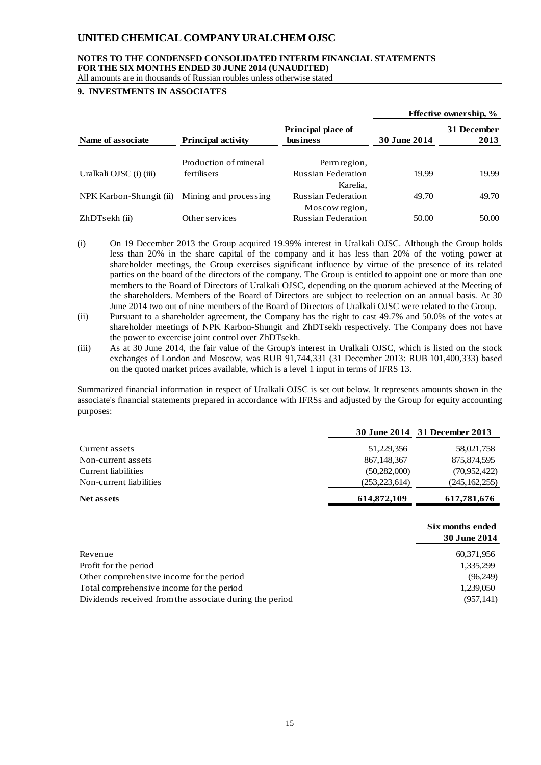# UNITED CHEMICAL COMPANY URALCHEM OJSC

**NOTES TO THE CONDENSED CONSOLIDATED INTERIM FINANCIAL STATEMENTS FOR THE SIX MONTHS ENDED 30 JUNE 2014 (UNAUDITED)**
All amounts are in thousands of Russian roubles unless otherwise stated

## 9. INVESTMENTS IN ASSOCIATES

| Name of associate | Principal activity | Principal place of business | Effective ownership, % 30 June 2014 | Effective ownership, % 31 December 2013 |
|---|---|---|---|---|
| Uralkali OJSC (i) (iii) | Production of mineral fertilisers | Perm region, Russian Federation | 19.99 | 19.99 |
| NPK Karbon-Shungit (ii) | Mining and processing | Karelia, Russian Federation | 49.70 | 49.70 |
| ZhDTsekh (ii) | Other services | Moscow region, Russian Federation | 50.00 | 50.00 |

(i) On 19 December 2013 the Group acquired 19.99% interest in Uralkali OJSC. Although the Group holds less than 20% in the share capital of the company and it has less than 20% of the voting power at shareholder meetings, the Group exercises significant influence by virtue of the presence of its related parties on the board of the directors of the company. The Group is entitled to appoint one or more than one members to the Board of Directors of Uralkali OJSC, depending on the quorum achieved at the Meeting of the shareholders. Members of the Board of Directors are subject to reelection on an annual basis. At 30 June 2014 two out of nine members of the Board of Directors of Uralkali OJSC were related to the Group.

(ii) Pursuant to a shareholder agreement, the Company has the right to cast 49.7% and 50.0% of the votes at shareholder meetings of NPK Karbon-Shungit and ZhDTsekh respectively. The Company does not have the power to excercise joint control over ZhDTsekh.

(iii) As at 30 June 2014, the fair value of the Group's interest in Uralkali OJSC, which is listed on the stock exchanges of London and Moscow, was RUB 91,744,331 (31 December 2013: RUB 101,400,333) based on the quoted market prices available, which is a level 1 input in terms of IFRS 13.

Summarized financial information in respect of Uralkali OJSC is set out below. It represents amounts shown in the associate's financial statements prepared in accordance with IFRSs and adjusted by the Group for equity accounting purposes:

| | 30 June 2014 | 31 December 2013 |
|---|---|---|
| Current assets | 51,229,356 | 58,021,758 |
| Non-current assets | 867,148,367 | 875,874,595 |
| Current liabilities | (50,282,000) | (70,952,422) |
| Non-current liabilities | (253,223,614) | (245,162,255) |
| **Net assets** | **614,872,109** | **617,781,676** |

| | Six months ended 30 June 2014 |
|---|---|
| Revenue | 60,371,956 |
| Profit for the period | 1,335,299 |
| Other comprehensive income for the period | (96,249) |
| Total comprehensive income for the period | 1,239,050 |
| Dividends received from the associate during the period | (957,141) |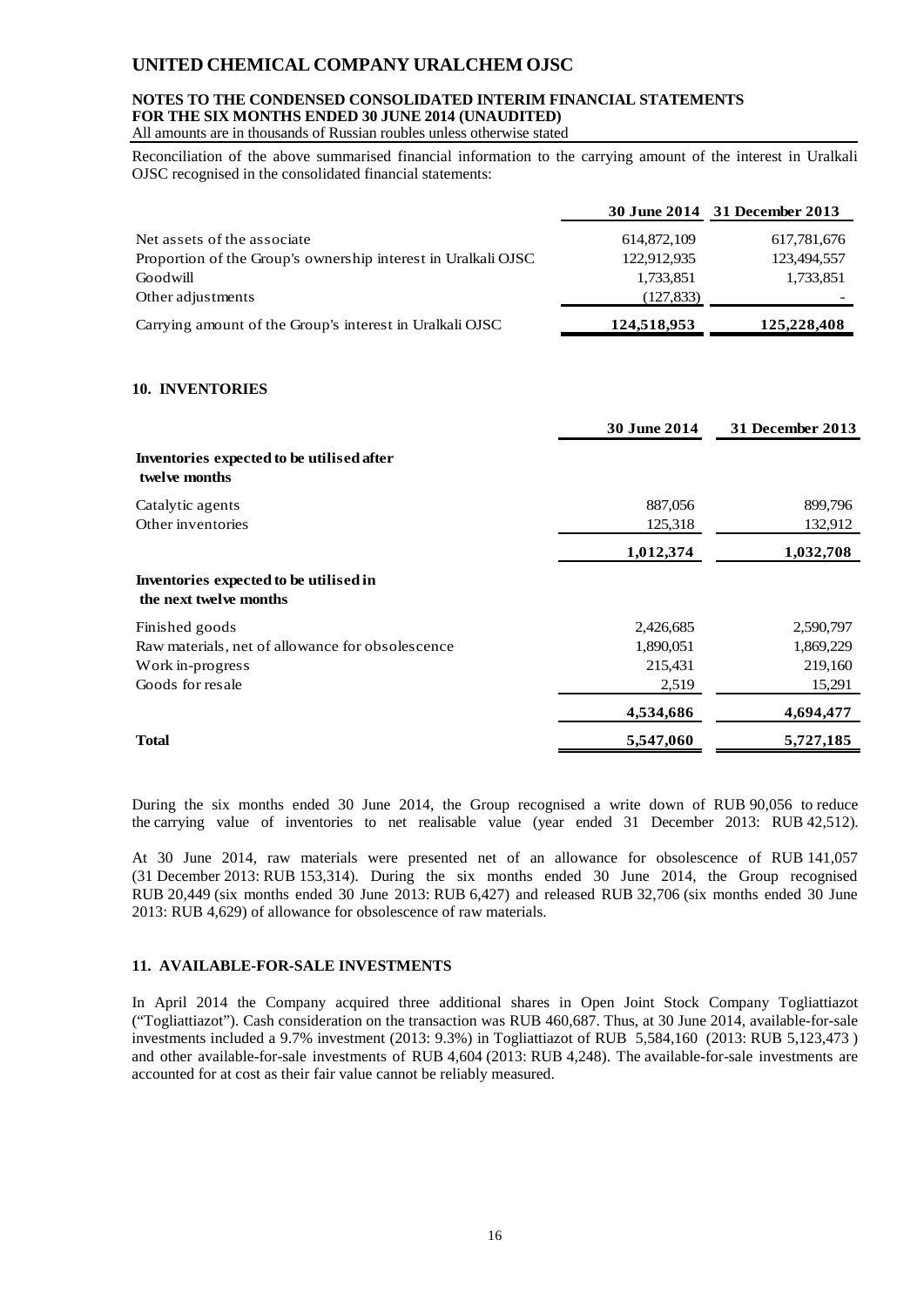Reconciliation of the above summarised financial information to the carrying amount of the interest in Uralkali OJSC recognised in the consolidated financial statements:

| | 30 June 2014 | 31 December 2013 |
|---|---|---|
| Net assets of the associate | 614,872,109 | 617,781,676 |
| Proportion of the Group's ownership interest in Uralkali OJSC | 122,912,935 | 123,494,557 |
| Goodwill | 1,733,851 | 1,733,851 |
| Other adjustments | (127,833) | - |
| Carrying amount of the Group's interest in Uralkali OJSC | **124,518,953** | **125,228,408** |

## 10. INVENTORIES

| | 30 June 2014 | 31 December 2013 |
|---|---|---|
| **Inventories expected to be utilised after twelve months** | | |
| Catalytic agents | 887,056 | 899,796 |
| Other inventories | 125,318 | 132,912 |
| | **1,012,374** | **1,032,708** |
| **Inventories expected to be utilised in the next twelve months** | | |
| Finished goods | 2,426,685 | 2,590,797 |
| Raw materials, net of allowance for obsolescence | 1,890,051 | 1,869,229 |
| Work in-progress | 215,431 | 219,160 |
| Goods for resale | 2,519 | 15,291 |
| | **4,534,686** | **4,694,477** |
| **Total** | **5,547,060** | **5,727,185** |

During the six months ended 30 June 2014, the Group recognised a write down of RUB 90,056 to reduce the carrying value of inventories to net realisable value (year ended 31 December 2013: RUB 42,512).

At 30 June 2014, raw materials were presented net of an allowance for obsolescence of RUB 141,057 (31 December 2013: RUB 153,314). During the six months ended 30 June 2014, the Group recognised RUB 20,449 (six months ended 30 June 2013: RUB 6,427) and released RUB 32,706 (six months ended 30 June 2013: RUB 4,629) of allowance for obsolescence of raw materials.

## 11. AVAILABLE-FOR-SALE INVESTMENTS

In April 2014 the Company acquired three additional shares in Open Joint Stock Company Togliattiazot ("Togliattiazot"). Cash consideration on the transaction was RUB 460,687. Thus, at 30 June 2014, available-for-sale investments included a 9.7% investment (2013: 9.3%) in Togliattiazot of RUB 5,584,160 (2013: RUB 5,123,473 ) and other available-for-sale investments of RUB 4,604 (2013: RUB 4,248). The available-for-sale investments are accounted for at cost as their fair value cannot be reliably measured.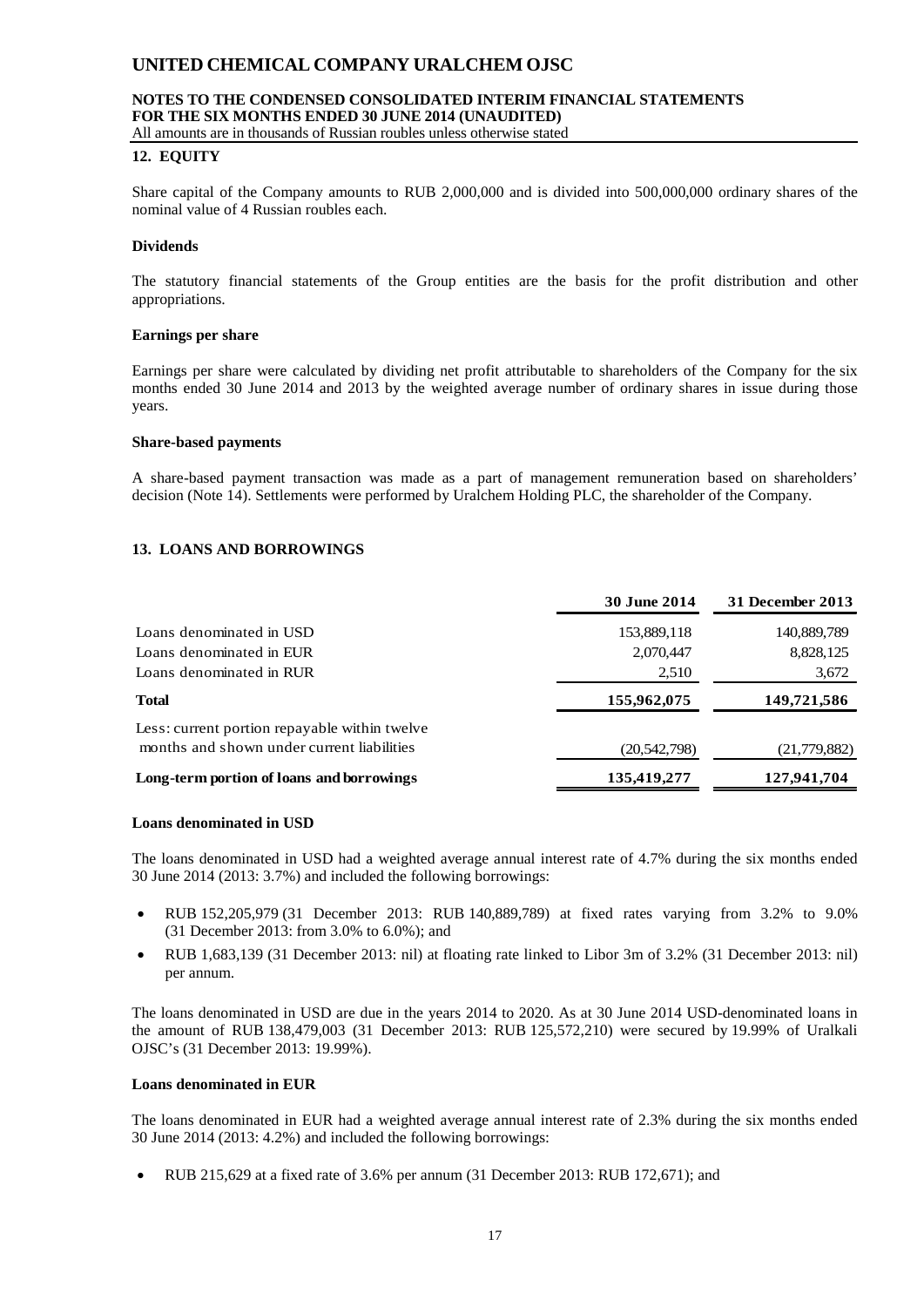## 12. EQUITY

Share capital of the Company amounts to RUB 2,000,000 and is divided into 500,000,000 ordinary shares of the nominal value of 4 Russian roubles each.

### Dividends

The statutory financial statements of the Group entities are the basis for the profit distribution and other appropriations.

### Earnings per share

Earnings per share were calculated by dividing net profit attributable to shareholders of the Company for the six months ended 30 June 2014 and 2013 by the weighted average number of ordinary shares in issue during those years.

### Share-based payments

A share-based payment transaction was made as a part of management remuneration based on shareholders' decision (Note 14). Settlements were performed by Uralchem Holding PLC, the shareholder of the Company.

## 13. LOANS AND BORROWINGS

| | 30 June 2014 | 31 December 2013 |
|---|---|---|
| Loans denominated in USD | 153,889,118 | 140,889,789 |
| Loans denominated in EUR | 2,070,447 | 8,828,125 |
| Loans denominated in RUR | 2,510 | 3,672 |
| **Total** | **155,962,075** | **149,721,586** |
| Less: current portion repayable within twelve months and shown under current liabilities | (20,542,798) | (21,779,882) |
| **Long-term portion of loans and borrowings** | **135,419,277** | **127,941,704** |

### Loans denominated in USD

The loans denominated in USD had a weighted average annual interest rate of 4.7% during the six months ended 30 June 2014 (2013: 3.7%) and included the following borrowings:

- RUB 152,205,979 (31 December 2013: RUB 140,889,789) at fixed rates varying from 3.2% to 9.0% (31 December 2013: from 3.0% to 6.0%); and
- RUB 1,683,139 (31 December 2013: nil) at floating rate linked to Libor 3m of 3.2% (31 December 2013: nil) per annum.

The loans denominated in USD are due in the years 2014 to 2020. As at 30 June 2014 USD-denominated loans in the amount of RUB 138,479,003 (31 December 2013: RUB 125,572,210) were secured by 19.99% of Uralkali OJSC's (31 December 2013: 19.99%).

### Loans denominated in EUR

The loans denominated in EUR had a weighted average annual interest rate of 2.3% during the six months ended 30 June 2014 (2013: 4.2%) and included the following borrowings:

- RUB 215,629 at a fixed rate of 3.6% per annum (31 December 2013: RUB 172,671); and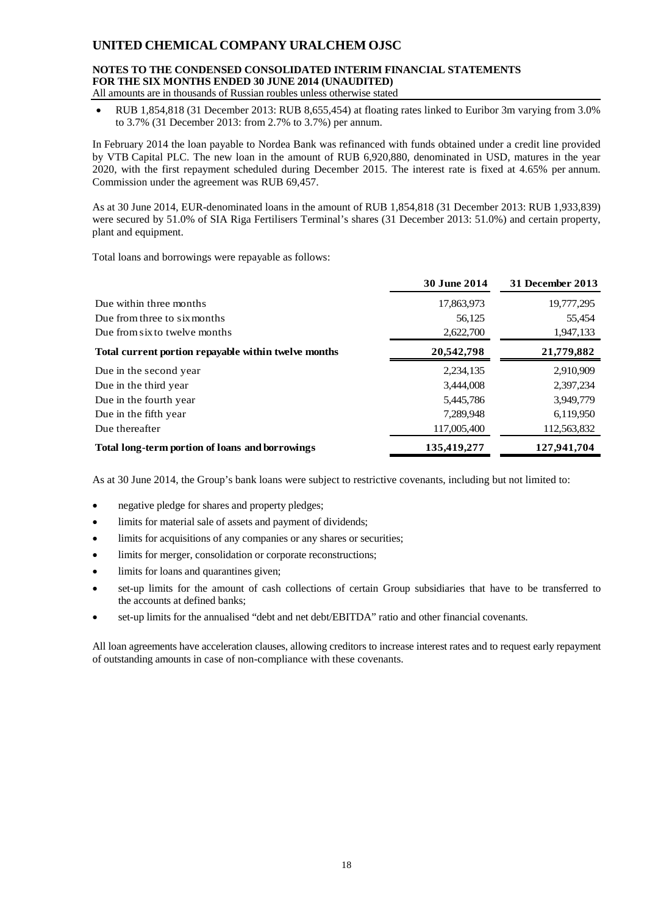- RUB 1,854,818 (31 December 2013: RUB 8,655,454) at floating rates linked to Euribor 3m varying from 3.0% to 3.7% (31 December 2013: from 2.7% to 3.7%) per annum.

In February 2014 the loan payable to Nordea Bank was refinanced with funds obtained under a credit line provided by VTB Capital PLC. The new loan in the amount of RUB 6,920,880, denominated in USD, matures in the year 2020, with the first repayment scheduled during December 2015. The interest rate is fixed at 4.65% per annum. Commission under the agreement was RUB 69,457.

As at 30 June 2014, EUR-denominated loans in the amount of RUB 1,854,818 (31 December 2013: RUB 1,933,839) were secured by 51.0% of SIA Riga Fertilisers Terminal's shares (31 December 2013: 51.0%) and certain property, plant and equipment.

Total loans and borrowings were repayable as follows:

| | 30 June 2014 | 31 December 2013 |
|---|---|---|
| Due within three months | 17,863,973 | 19,777,295 |
| Due from three to six months | 56,125 | 55,454 |
| Due from six to twelve months | 2,622,700 | 1,947,133 |
| **Total current portion repayable within twelve months** | **20,542,798** | **21,779,882** |
| Due in the second year | 2,234,135 | 2,910,909 |
| Due in the third year | 3,444,008 | 2,397,234 |
| Due in the fourth year | 5,445,786 | 3,949,779 |
| Due in the fifth year | 7,289,948 | 6,119,950 |
| Due thereafter | 117,005,400 | 112,563,832 |
| **Total long-term portion of loans and borrowings** | **135,419,277** | **127,941,704** |

As at 30 June 2014, the Group's bank loans were subject to restrictive covenants, including but not limited to:

- negative pledge for shares and property pledges;
- limits for material sale of assets and payment of dividends;
- limits for acquisitions of any companies or any shares or securities;
- limits for merger, consolidation or corporate reconstructions;
- limits for loans and quarantines given;
- set-up limits for the amount of cash collections of certain Group subsidiaries that have to be transferred to the accounts at defined banks;
- set-up limits for the annualised "debt and net debt/EBITDA" ratio and other financial covenants.

All loan agreements have acceleration clauses, allowing creditors to increase interest rates and to request early repayment of outstanding amounts in case of non-compliance with these covenants.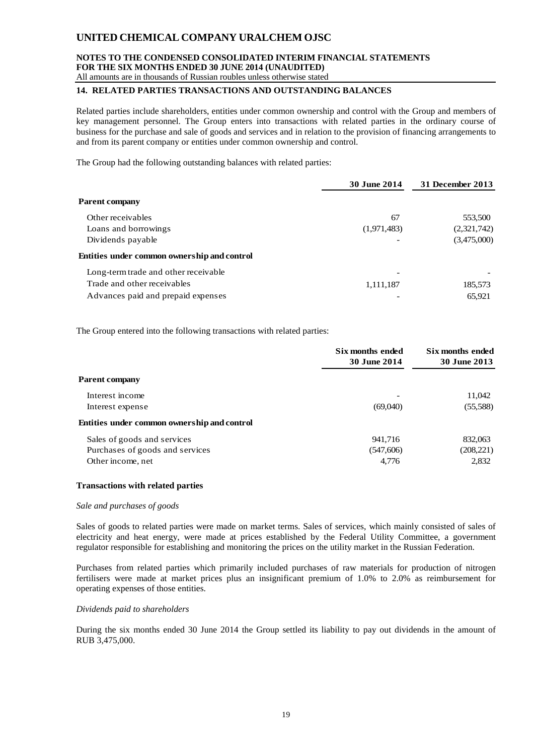## 14. RELATED PARTIES TRANSACTIONS AND OUTSTANDING BALANCES

Related parties include shareholders, entities under common ownership and control with the Group and members of key management personnel. The Group enters into transactions with related parties in the ordinary course of business for the purchase and sale of goods and services and in relation to the provision of financing arrangements to and from its parent company or entities under common ownership and control.

The Group had the following outstanding balances with related parties:

| | 30 June 2014 | 31 December 2013 |
|---|---|---|
| **Parent company** | | |
| Other receivables | 67 | 553,500 |
| Loans and borrowings | (1,971,483) | (2,321,742) |
| Dividends payable | - | (3,475,000) |
| **Entities under common ownership and control** | | |
| Long-term trade and other receivable | - | - |
| Trade and other receivables | 1,111,187 | 185,573 |
| Advances paid and prepaid expenses | - | 65,921 |

The Group entered into the following transactions with related parties:

| | Six months ended 30 June 2014 | Six months ended 30 June 2013 |
|---|---|---|
| **Parent company** | | |
| Interest income | - | 11,042 |
| Interest expense | (69,040) | (55,588) |
| **Entities under common ownership and control** | | |
| Sales of goods and services | 941,716 | 832,063 |
| Purchases of goods and services | (547,606) | (208,221) |
| Other income, net | 4,776 | 2,832 |

### Transactions with related parties

*Sale and purchases of goods*

Sales of goods to related parties were made on market terms. Sales of services, which mainly consisted of sales of electricity and heat energy, were made at prices established by the Federal Utility Committee, a government regulator responsible for establishing and monitoring the prices on the utility market in the Russian Federation.

Purchases from related parties which primarily included purchases of raw materials for production of nitrogen fertilisers were made at market prices plus an insignificant premium of 1.0% to 2.0% as reimbursement for operating expenses of those entities.

*Dividends paid to shareholders*

During the six months ended 30 June 2014 the Group settled its liability to pay out dividends in the amount of RUB 3,475,000.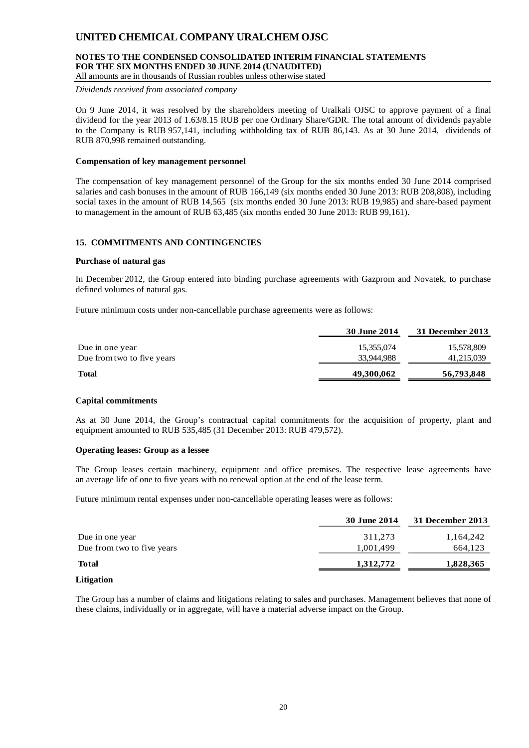*Dividends received from associated company*

On 9 June 2014, it was resolved by the shareholders meeting of Uralkali OJSC to approve payment of a final dividend for the year 2013 of 1.63/8.15 RUB per one Ordinary Share/GDR. The total amount of dividends payable to the Company is RUB 957,141, including withholding tax of RUB 86,143. As at 30 June 2014, dividends of RUB 870,998 remained outstanding.

**Compensation of key management personnel**

The compensation of key management personnel of the Group for the six months ended 30 June 2014 comprised salaries and cash bonuses in the amount of RUB 166,149 (six months ended 30 June 2013: RUB 208,808), including social taxes in the amount of RUB 14,565 (six months ended 30 June 2013: RUB 19,985) and share-based payment to management in the amount of RUB 63,485 (six months ended 30 June 2013: RUB 99,161).

## 15. COMMITMENTS AND CONTINGENCIES

**Purchase of natural gas**

In December 2012, the Group entered into binding purchase agreements with Gazprom and Novatek, to purchase defined volumes of natural gas.

Future minimum costs under non-cancellable purchase agreements were as follows:

| | 30 June 2014 | 31 December 2013 |
|---|---|---|
| Due in one year | 15,355,074 | 15,578,809 |
| Due from two to five years | 33,944,988 | 41,215,039 |
| **Total** | **49,300,062** | **56,793,848** |

**Capital commitments**

As at 30 June 2014, the Group's contractual capital commitments for the acquisition of property, plant and equipment amounted to RUB 535,485 (31 December 2013: RUB 479,572).

**Operating leases: Group as a lessee**

The Group leases certain machinery, equipment and office premises. The respective lease agreements have an average life of one to five years with no renewal option at the end of the lease term.

Future minimum rental expenses under non-cancellable operating leases were as follows:

| | 30 June 2014 | 31 December 2013 |
|---|---|---|
| Due in one year | 311,273 | 1,164,242 |
| Due from two to five years | 1,001,499 | 664,123 |
| **Total** | **1,312,772** | **1,828,365** |

**Litigation**

The Group has a number of claims and litigations relating to sales and purchases. Management believes that none of these claims, individually or in aggregate, will have a material adverse impact on the Group.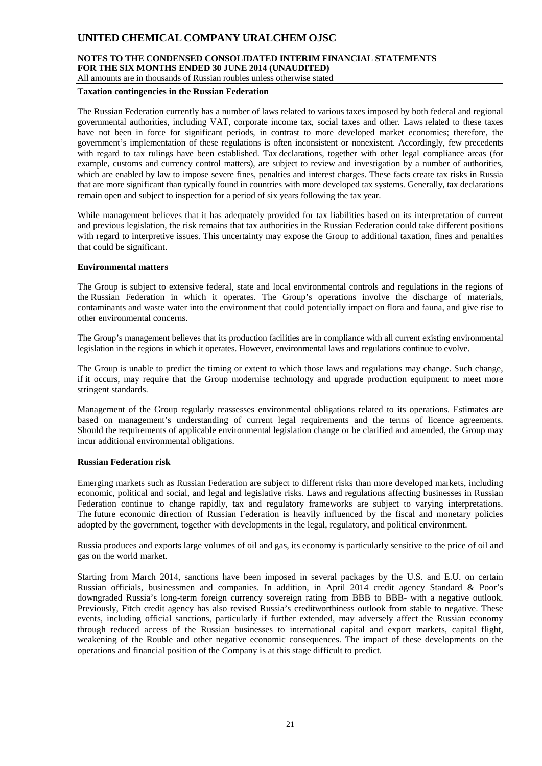**Taxation contingencies in the Russian Federation**

The Russian Federation currently has a number of laws related to various taxes imposed by both federal and regional governmental authorities, including VAT, corporate income tax, social taxes and other. Laws related to these taxes have not been in force for significant periods, in contrast to more developed market economies; therefore, the government's implementation of these regulations is often inconsistent or nonexistent. Accordingly, few precedents with regard to tax rulings have been established. Tax declarations, together with other legal compliance areas (for example, customs and currency control matters), are subject to review and investigation by a number of authorities, which are enabled by law to impose severe fines, penalties and interest charges. These facts create tax risks in Russia that are more significant than typically found in countries with more developed tax systems. Generally, tax declarations remain open and subject to inspection for a period of six years following the tax year.

While management believes that it has adequately provided for tax liabilities based on its interpretation of current and previous legislation, the risk remains that tax authorities in the Russian Federation could take different positions with regard to interpretive issues. This uncertainty may expose the Group to additional taxation, fines and penalties that could be significant.

**Environmental matters**

The Group is subject to extensive federal, state and local environmental controls and regulations in the regions of the Russian Federation in which it operates. The Group's operations involve the discharge of materials, contaminants and waste water into the environment that could potentially impact on flora and fauna, and give rise to other environmental concerns.

The Group's management believes that its production facilities are in compliance with all current existing environmental legislation in the regions in which it operates. However, environmental laws and regulations continue to evolve.

The Group is unable to predict the timing or extent to which those laws and regulations may change. Such change, if it occurs, may require that the Group modernise technology and upgrade production equipment to meet more stringent standards.

Management of the Group regularly reassesses environmental obligations related to its operations. Estimates are based on management's understanding of current legal requirements and the terms of licence agreements. Should the requirements of applicable environmental legislation change or be clarified and amended, the Group may incur additional environmental obligations.

**Russian Federation risk**

Emerging markets such as Russian Federation are subject to different risks than more developed markets, including economic, political and social, and legal and legislative risks. Laws and regulations affecting businesses in Russian Federation continue to change rapidly, tax and regulatory frameworks are subject to varying interpretations. The future economic direction of Russian Federation is heavily influenced by the fiscal and monetary policies adopted by the government, together with developments in the legal, regulatory, and political environment.

Russia produces and exports large volumes of oil and gas, its economy is particularly sensitive to the price of oil and gas on the world market.

Starting from March 2014, sanctions have been imposed in several packages by the U.S. and E.U. on certain Russian officials, businessmen and companies. In addition, in April 2014 credit agency Standard & Poor's downgraded Russia's long-term foreign currency sovereign rating from BBB to BBB- with a negative outlook. Previously, Fitch credit agency has also revised Russia's creditworthiness outlook from stable to negative. These events, including official sanctions, particularly if further extended, may adversely affect the Russian economy through reduced access of the Russian businesses to international capital and export markets, capital flight, weakening of the Rouble and other negative economic consequences. The impact of these developments on the operations and financial position of the Company is at this stage difficult to predict.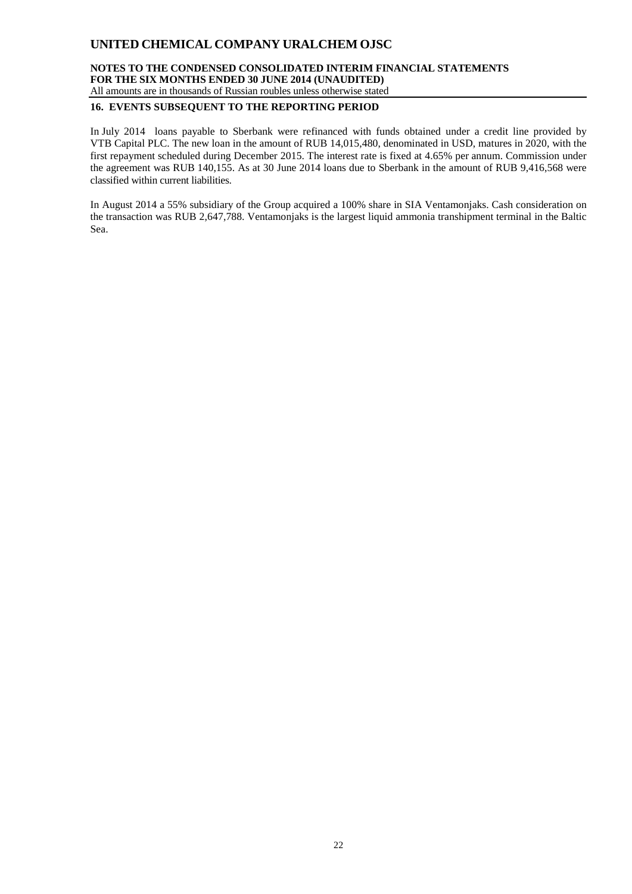## 16. EVENTS SUBSEQUENT TO THE REPORTING PERIOD

In July 2014 loans payable to Sberbank were refinanced with funds obtained under a credit line provided by VTB Capital PLC. The new loan in the amount of RUB 14,015,480, denominated in USD, matures in 2020, with the first repayment scheduled during December 2015. The interest rate is fixed at 4.65% per annum. Commission under the agreement was RUB 140,155. As at 30 June 2014 loans due to Sberbank in the amount of RUB 9,416,568 were classified within current liabilities.

In August 2014 a 55% subsidiary of the Group acquired a 100% share in SIA Ventamonjaks. Cash consideration on the transaction was RUB 2,647,788. Ventamonjaks is the largest liquid ammonia transhipment terminal in the Baltic Sea.